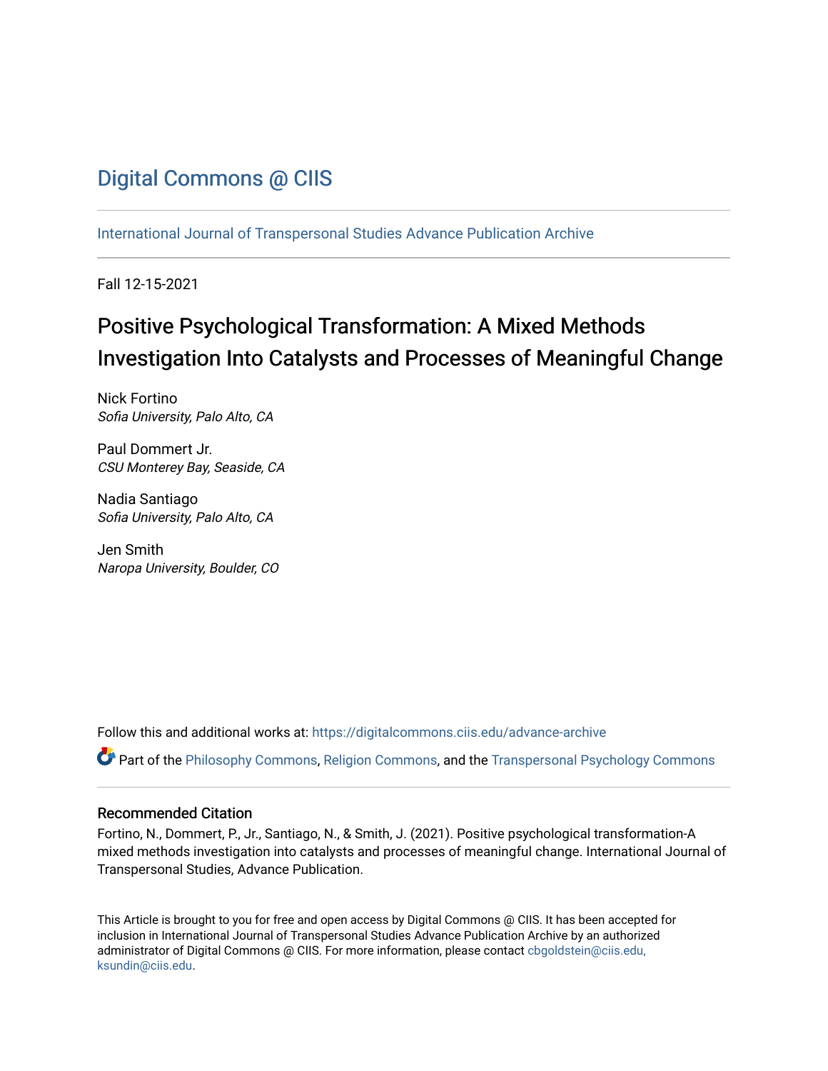# Digital Commons @ CIIS

International Journal of Transpersonal Studies Advance Publication Archive

Fall 12-15-2021

## Positive Psychological Transformation: A Mixed Methods Investigation Into Catalysts and Processes of Meaningful Change

Nick Fortino
*Sofia University, Palo Alto, CA*

Paul Dommert Jr.
*CSU Monterey Bay, Seaside, CA*

Nadia Santiago
*Sofia University, Palo Alto, CA*

Jen Smith
*Naropa University, Boulder, CO*

Follow this and additional works at: https://digitalcommons.ciis.edu/advance-archive

Part of the Philosophy Commons, Religion Commons, and the Transpersonal Psychology Commons

### Recommended Citation

Fortino, N., Dommert, P., Jr., Santiago, N., & Smith, J. (2021). Positive psychological transformation-A mixed methods investigation into catalysts and processes of meaningful change. International Journal of Transpersonal Studies, Advance Publication.

This Article is brought to you for free and open access by Digital Commons @ CIIS. It has been accepted for inclusion in International Journal of Transpersonal Studies Advance Publication Archive by an authorized administrator of Digital Commons @ CIIS. For more information, please contact cbgoldstein@ciis.edu, ksundin@ciis.edu.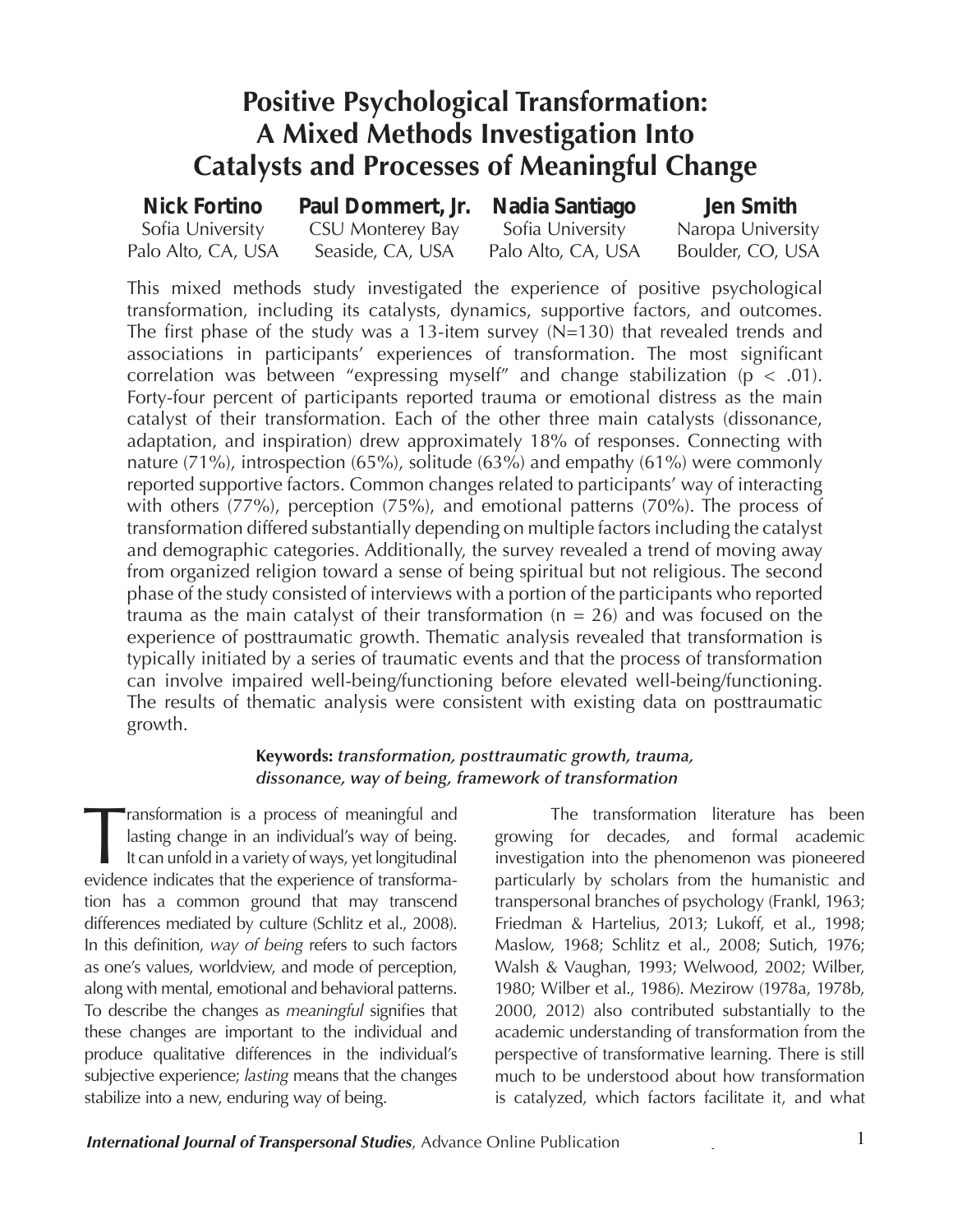# Positive Psychological Transformation: A Mixed Methods Investigation Into Catalysts and Processes of Meaningful Change

**Nick Fortino**
Sofia University
Palo Alto, CA, USA

**Paul Dommert, Jr.**
CSU Monterey Bay
Seaside, CA, USA

**Nadia Santiago**
Sofia University
Palo Alto, CA, USA

**Jen Smith**
Naropa University
Boulder, CO, USA

This mixed methods study investigated the experience of positive psychological transformation, including its catalysts, dynamics, supportive factors, and outcomes. The first phase of the study was a 13-item survey (N=130) that revealed trends and associations in participants' experiences of transformation. The most significant correlation was between "expressing myself" and change stabilization ($p < .01$). Forty-four percent of participants reported trauma or emotional distress as the main catalyst of their transformation. Each of the other three main catalysts (dissonance, adaptation, and inspiration) drew approximately 18% of responses. Connecting with nature (71%), introspection (65%), solitude (63%) and empathy (61%) were commonly reported supportive factors. Common changes related to participants' way of interacting with others (77%), perception (75%), and emotional patterns (70%). The process of transformation differed substantially depending on multiple factors including the catalyst and demographic categories. Additionally, the survey revealed a trend of moving away from organized religion toward a sense of being spiritual but not religious. The second phase of the study consisted of interviews with a portion of the participants who reported trauma as the main catalyst of their transformation ($n = 26$) and was focused on the experience of posttraumatic growth. Thematic analysis revealed that transformation is typically initiated by a series of traumatic events and that the process of transformation can involve impaired well-being/functioning before elevated well-being/functioning. The results of thematic analysis were consistent with existing data on posttraumatic growth.

**Keywords:** ***transformation, posttraumatic growth, trauma, dissonance, way of being, framework of transformation***

Transformation is a process of meaningful and lasting change in an individual's way of being. It can unfold in a variety of ways, yet longitudinal evidence indicates that the experience of transformation has a common ground that may transcend differences mediated by culture (Schlitz et al., 2008). In this definition, *way of being* refers to such factors as one's values, worldview, and mode of perception, along with mental, emotional and behavioral patterns. To describe the changes as *meaningful* signifies that these changes are important to the individual and produce qualitative differences in the individual's subjective experience; *lasting* means that the changes stabilize into a new, enduring way of being.

The transformation literature has been growing for decades, and formal academic investigation into the phenomenon was pioneered particularly by scholars from the humanistic and transpersonal branches of psychology (Frankl, 1963; Friedman & Hartelius, 2013; Lukoff, et al., 1998; Maslow, 1968; Schlitz et al., 2008; Sutich, 1976; Walsh & Vaughan, 1993; Welwood, 2002; Wilber, 1980; Wilber et al., 1986). Mezirow (1978a, 1978b, 2000, 2012) also contributed substantially to the academic understanding of transformation from the perspective of transformative learning. There is still much to be understood about how transformation is catalyzed, which factors facilitate it, and what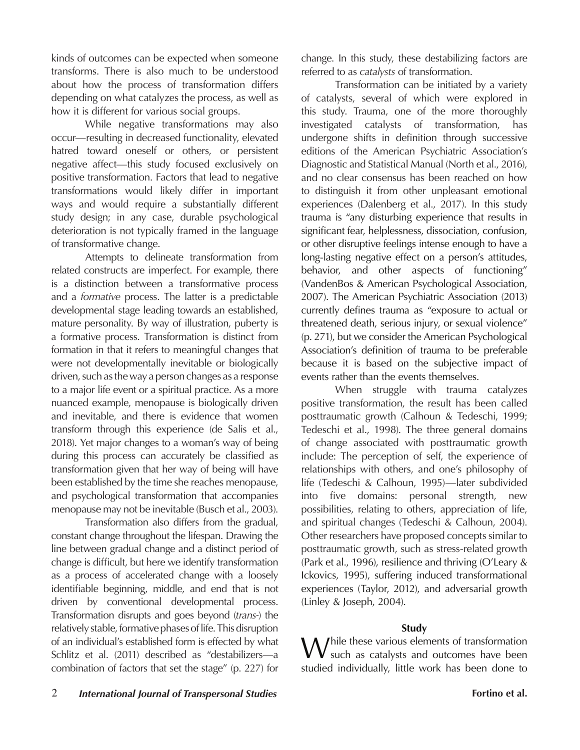kinds of outcomes can be expected when someone transforms. There is also much to be understood about how the process of transformation differs depending on what catalyzes the process, as well as how it is different for various social groups.

While negative transformations may also occur—resulting in decreased functionality, elevated hatred toward oneself or others, or persistent negative affect—this study focused exclusively on positive transformation. Factors that lead to negative transformations would likely differ in important ways and would require a substantially different study design; in any case, durable psychological deterioration is not typically framed in the language of transformative change.

Attempts to delineate transformation from related constructs are imperfect. For example, there is a distinction between a transformative process and a *formative* process. The latter is a predictable developmental stage leading towards an established, mature personality. By way of illustration, puberty is a formative process. Transformation is distinct from formation in that it refers to meaningful changes that were not developmentally inevitable or biologically driven, such as the way a person changes as a response to a major life event or a spiritual practice. As a more nuanced example, menopause is biologically driven and inevitable, and there is evidence that women transform through this experience (de Salis et al., 2018). Yet major changes to a woman's way of being during this process can accurately be classified as transformation given that her way of being will have been established by the time she reaches menopause, and psychological transformation that accompanies menopause may not be inevitable (Busch et al., 2003).

Transformation also differs from the gradual, constant change throughout the lifespan. Drawing the line between gradual change and a distinct period of change is difficult, but here we identify transformation as a process of accelerated change with a loosely identifiable beginning, middle, and end that is not driven by conventional developmental process. Transformation disrupts and goes beyond (*trans-*) the relatively stable, formative phases of life. This disruption of an individual's established form is effected by what Schlitz et al. (2011) described as "destabilizers—a combination of factors that set the stage" (p. 227) for change. In this study, these destabilizing factors are referred to as *catalysts* of transformation.

Transformation can be initiated by a variety of catalysts, several of which were explored in this study. Trauma, one of the more thoroughly investigated catalysts of transformation, has undergone shifts in definition through successive editions of the American Psychiatric Association's Diagnostic and Statistical Manual (North et al., 2016), and no clear consensus has been reached on how to distinguish it from other unpleasant emotional experiences (Dalenberg et al., 2017). In this study trauma is "any disturbing experience that results in significant fear, helplessness, dissociation, confusion, or other disruptive feelings intense enough to have a long-lasting negative effect on a person's attitudes, behavior, and other aspects of functioning" (VandenBos & American Psychological Association, 2007). The American Psychiatric Association (2013) currently defines trauma as "exposure to actual or threatened death, serious injury, or sexual violence" (p. 271), but we consider the American Psychological Association's definition of trauma to be preferable because it is based on the subjective impact of events rather than the events themselves.

When struggle with trauma catalyzes positive transformation, the result has been called posttraumatic growth (Calhoun & Tedeschi, 1999; Tedeschi et al., 1998). The three general domains of change associated with posttraumatic growth include: The perception of self, the experience of relationships with others, and one's philosophy of life (Tedeschi & Calhoun, 1995)—later subdivided into five domains: personal strength, new possibilities, relating to others, appreciation of life, and spiritual changes (Tedeschi & Calhoun, 2004). Other researchers have proposed concepts similar to posttraumatic growth, such as stress-related growth (Park et al., 1996), resilience and thriving (O'Leary & Ickovics, 1995), suffering induced transformational experiences (Taylor, 2012), and adversarial growth (Linley & Joseph, 2004).

## Study

While these various elements of transformation such as catalysts and outcomes have been studied individually, little work has been done to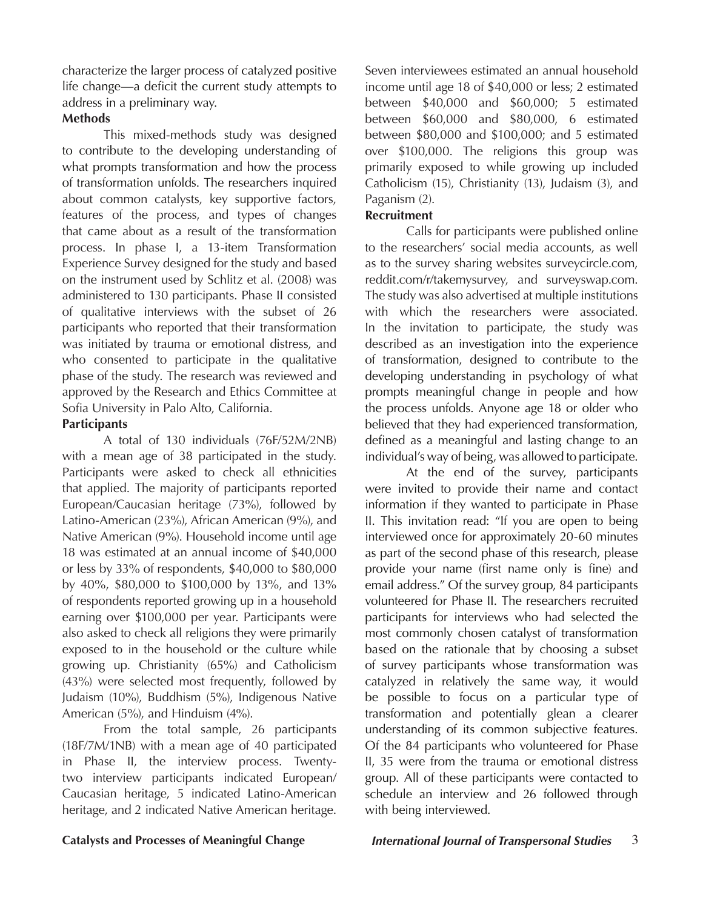characterize the larger process of catalyzed positive life change—a deficit the current study attempts to address in a preliminary way.

## Methods

This mixed-methods study was designed to contribute to the developing understanding of what prompts transformation and how the process of transformation unfolds. The researchers inquired about common catalysts, key supportive factors, features of the process, and types of changes that came about as a result of the transformation process. In phase I, a 13-item Transformation Experience Survey designed for the study and based on the instrument used by Schlitz et al. (2008) was administered to 130 participants. Phase II consisted of qualitative interviews with the subset of 26 participants who reported that their transformation was initiated by trauma or emotional distress, and who consented to participate in the qualitative phase of the study. The research was reviewed and approved by the Research and Ethics Committee at Sofia University in Palo Alto, California.

### Participants

A total of 130 individuals (76F/52M/2NB) with a mean age of 38 participated in the study. Participants were asked to check all ethnicities that applied. The majority of participants reported European/Caucasian heritage (73%), followed by Latino-American (23%), African American (9%), and Native American (9%). Household income until age 18 was estimated at an annual income of $40,000 or less by 33% of respondents, $40,000 to $80,000 by 40%, $80,000 to $100,000 by 13%, and 13% of respondents reported growing up in a household earning over $100,000 per year. Participants were also asked to check all religions they were primarily exposed to in the household or the culture while growing up. Christianity (65%) and Catholicism (43%) were selected most frequently, followed by Judaism (10%), Buddhism (5%), Indigenous Native American (5%), and Hinduism (4%).

From the total sample, 26 participants (18F/7M/1NB) with a mean age of 40 participated in Phase II, the interview process. Twenty-two interview participants indicated European/Caucasian heritage, 5 indicated Latino-American heritage, and 2 indicated Native American heritage. Seven interviewees estimated an annual household income until age 18 of $40,000 or less; 2 estimated between $40,000 and $60,000; 5 estimated between $60,000 and $80,000, 6 estimated between $80,000 and $100,000; and 5 estimated over $100,000. The religions this group was primarily exposed to while growing up included Catholicism (15), Christianity (13), Judaism (3), and Paganism (2).

### Recruitment

Calls for participants were published online to the researchers' social media accounts, as well as to the survey sharing websites surveycircle.com, reddit.com/r/takemysurvey, and surveyswap.com. The study was also advertised at multiple institutions with which the researchers were associated. In the invitation to participate, the study was described as an investigation into the experience of transformation, designed to contribute to the developing understanding in psychology of what prompts meaningful change in people and how the process unfolds. Anyone age 18 or older who believed that they had experienced transformation, defined as a meaningful and lasting change to an individual's way of being, was allowed to participate.

At the end of the survey, participants were invited to provide their name and contact information if they wanted to participate in Phase II. This invitation read: "If you are open to being interviewed once for approximately 20-60 minutes as part of the second phase of this research, please provide your name (first name only is fine) and email address." Of the survey group, 84 participants volunteered for Phase II. The researchers recruited participants for interviews who had selected the most commonly chosen catalyst of transformation based on the rationale that by choosing a subset of survey participants whose transformation was catalyzed in relatively the same way, it would be possible to focus on a particular type of transformation and potentially glean a clearer understanding of its common subjective features. Of the 84 participants who volunteered for Phase II, 35 were from the trauma or emotional distress group. All of these participants were contacted to schedule an interview and 26 followed through with being interviewed.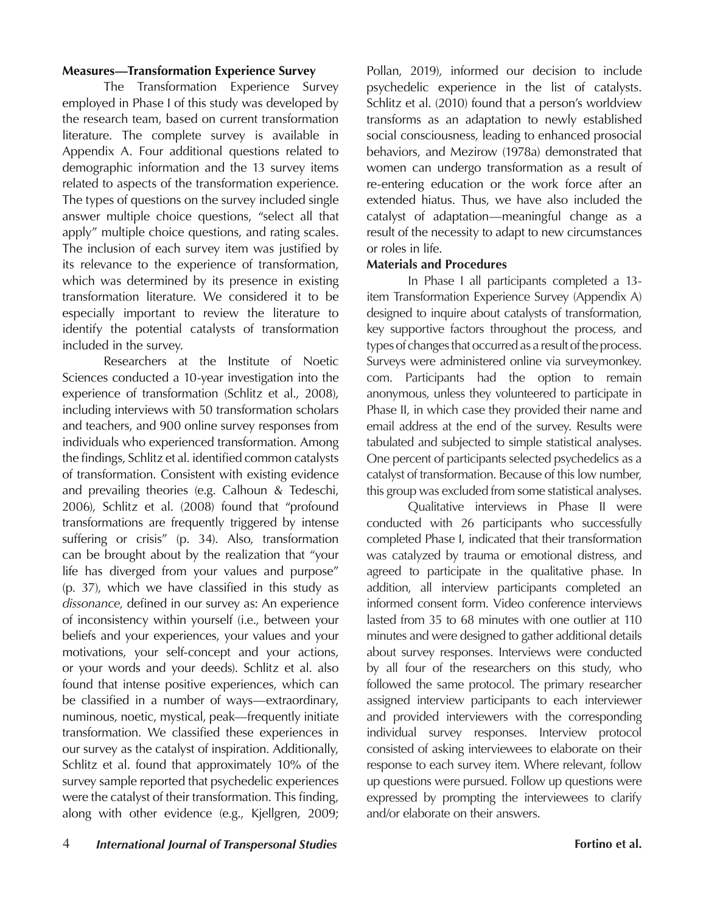**Measures—Transformation Experience Survey**

The Transformation Experience Survey employed in Phase I of this study was developed by the research team, based on current transformation literature. The complete survey is available in Appendix A. Four additional questions related to demographic information and the 13 survey items related to aspects of the transformation experience. The types of questions on the survey included single answer multiple choice questions, "select all that apply" multiple choice questions, and rating scales. The inclusion of each survey item was justified by its relevance to the experience of transformation, which was determined by its presence in existing transformation literature. We considered it to be especially important to review the literature to identify the potential catalysts of transformation included in the survey.

Researchers at the Institute of Noetic Sciences conducted a 10-year investigation into the experience of transformation (Schlitz et al., 2008), including interviews with 50 transformation scholars and teachers, and 900 online survey responses from individuals who experienced transformation. Among the findings, Schlitz et al. identified common catalysts of transformation. Consistent with existing evidence and prevailing theories (e.g. Calhoun & Tedeschi, 2006), Schlitz et al. (2008) found that "profound transformations are frequently triggered by intense suffering or crisis" (p. 34). Also, transformation can be brought about by the realization that "your life has diverged from your values and purpose" (p. 37), which we have classified in this study as *dissonance,* defined in our survey as: An experience of inconsistency within yourself (i.e., between your beliefs and your experiences, your values and your motivations, your self-concept and your actions, or your words and your deeds). Schlitz et al. also found that intense positive experiences, which can be classified in a number of ways—extraordinary, numinous, noetic, mystical, peak—frequently initiate transformation. We classified these experiences in our survey as the catalyst of inspiration. Additionally, Schlitz et al. found that approximately 10% of the survey sample reported that psychedelic experiences were the catalyst of their transformation. This finding, along with other evidence (e.g., Kjellgren, 2009; Pollan, 2019), informed our decision to include psychedelic experience in the list of catalysts. Schlitz et al. (2010) found that a person's worldview transforms as an adaptation to newly established social consciousness, leading to enhanced prosocial behaviors, and Mezirow (1978a) demonstrated that women can undergo transformation as a result of re-entering education or the work force after an extended hiatus. Thus, we have also included the catalyst of adaptation—meaningful change as a result of the necessity to adapt to new circumstances or roles in life.

**Materials and Procedures**

In Phase I all participants completed a 13-item Transformation Experience Survey (Appendix A) designed to inquire about catalysts of transformation, key supportive factors throughout the process, and types of changes that occurred as a result of the process. Surveys were administered online via surveymonkey.com. Participants had the option to remain anonymous, unless they volunteered to participate in Phase II, in which case they provided their name and email address at the end of the survey. Results were tabulated and subjected to simple statistical analyses. One percent of participants selected psychedelics as a catalyst of transformation. Because of this low number, this group was excluded from some statistical analyses.

Qualitative interviews in Phase II were conducted with 26 participants who successfully completed Phase I, indicated that their transformation was catalyzed by trauma or emotional distress, and agreed to participate in the qualitative phase. In addition, all interview participants completed an informed consent form. Video conference interviews lasted from 35 to 68 minutes with one outlier at 110 minutes and were designed to gather additional details about survey responses. Interviews were conducted by all four of the researchers on this study, who followed the same protocol. The primary researcher assigned interview participants to each interviewer and provided interviewers with the corresponding individual survey responses. Interview protocol consisted of asking interviewees to elaborate on their response to each survey item. Where relevant, follow up questions were pursued. Follow up questions were expressed by prompting the interviewees to clarify and/or elaborate on their answers.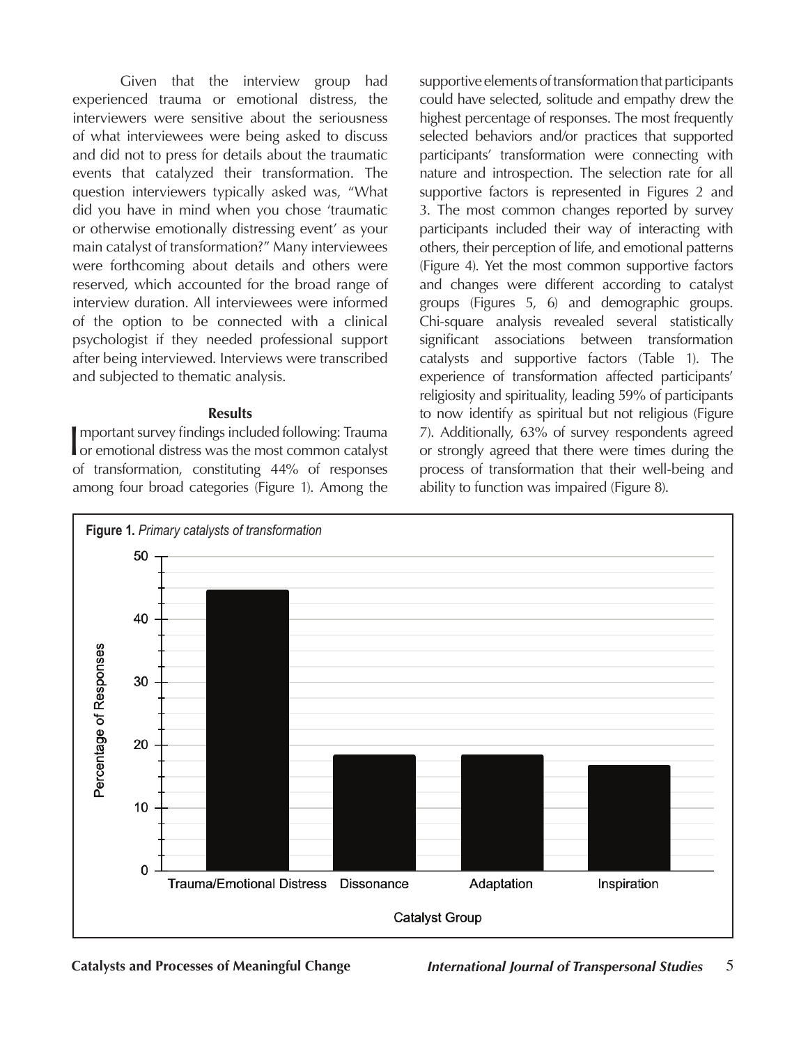Given that the interview group had experienced trauma or emotional distress, the interviewers were sensitive about the seriousness of what interviewees were being asked to discuss and did not to press for details about the traumatic events that catalyzed their transformation. The question interviewers typically asked was, "What did you have in mind when you chose 'traumatic or otherwise emotionally distressing event' as your main catalyst of transformation?" Many interviewees were forthcoming about details and others were reserved, which accounted for the broad range of interview duration. All interviewees were informed of the option to be connected with a clinical psychologist if they needed professional support after being interviewed. Interviews were transcribed and subjected to thematic analysis.

## Results

Important survey findings included following: Trauma or emotional distress was the most common catalyst of transformation, constituting 44% of responses among four broad categories (Figure 1). Among the supportive elements of transformation that participants could have selected, solitude and empathy drew the highest percentage of responses. The most frequently selected behaviors and/or practices that supported participants' transformation were connecting with nature and introspection. The selection rate for all supportive factors is represented in Figures 2 and 3. The most common changes reported by survey participants included their way of interacting with others, their perception of life, and emotional patterns (Figure 4). Yet the most common supportive factors and changes were different according to catalyst groups (Figures 5, 6) and demographic groups. Chi-square analysis revealed several statistically significant associations between transformation catalysts and supportive factors (Table 1). The experience of transformation affected participants' religiosity and spirituality, leading 59% of participants to now identify as spiritual but not religious (Figure 7). Additionally, 63% of survey respondents agreed or strongly agreed that there were times during the process of transformation that their well-being and ability to function was impaired (Figure 8).

**Figure 1.** *Primary catalysts of transformation*

| Catalyst Group | Percentage of Responses |
|---|---|
| Trauma/Emotional Distress | ~45 |
| Dissonance | ~18 |
| Adaptation | ~18 |
| Inspiration | ~17 |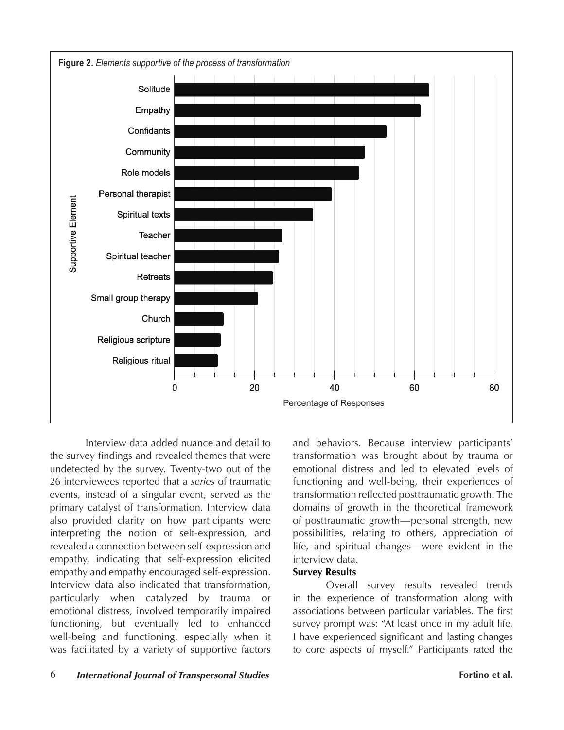**Figure 2.** *Elements supportive of the process of transformation*

Interview data added nuance and detail to the survey findings and revealed themes that were undetected by the survey. Twenty-two out of the 26 interviewees reported that a *series* of traumatic events, instead of a singular event, served as the primary catalyst of transformation. Interview data also provided clarity on how participants were interpreting the notion of self-expression, and revealed a connection between self-expression and empathy, indicating that self-expression elicited empathy and empathy encouraged self-expression. Interview data also indicated that transformation, particularly when catalyzed by trauma or emotional distress, involved temporarily impaired functioning, but eventually led to enhanced well-being and functioning, especially when it was facilitated by a variety of supportive factors and behaviors. Because interview participants' transformation was brought about by trauma or emotional distress and led to elevated levels of functioning and well-being, their experiences of transformation reflected posttraumatic growth. The domains of growth in the theoretical framework of posttraumatic growth—personal strength, new possibilities, relating to others, appreciation of life, and spiritual changes—were evident in the interview data.

**Survey Results**

Overall survey results revealed trends in the experience of transformation along with associations between particular variables. The first survey prompt was: "At least once in my adult life, I have experienced significant and lasting changes to core aspects of myself." Participants rated the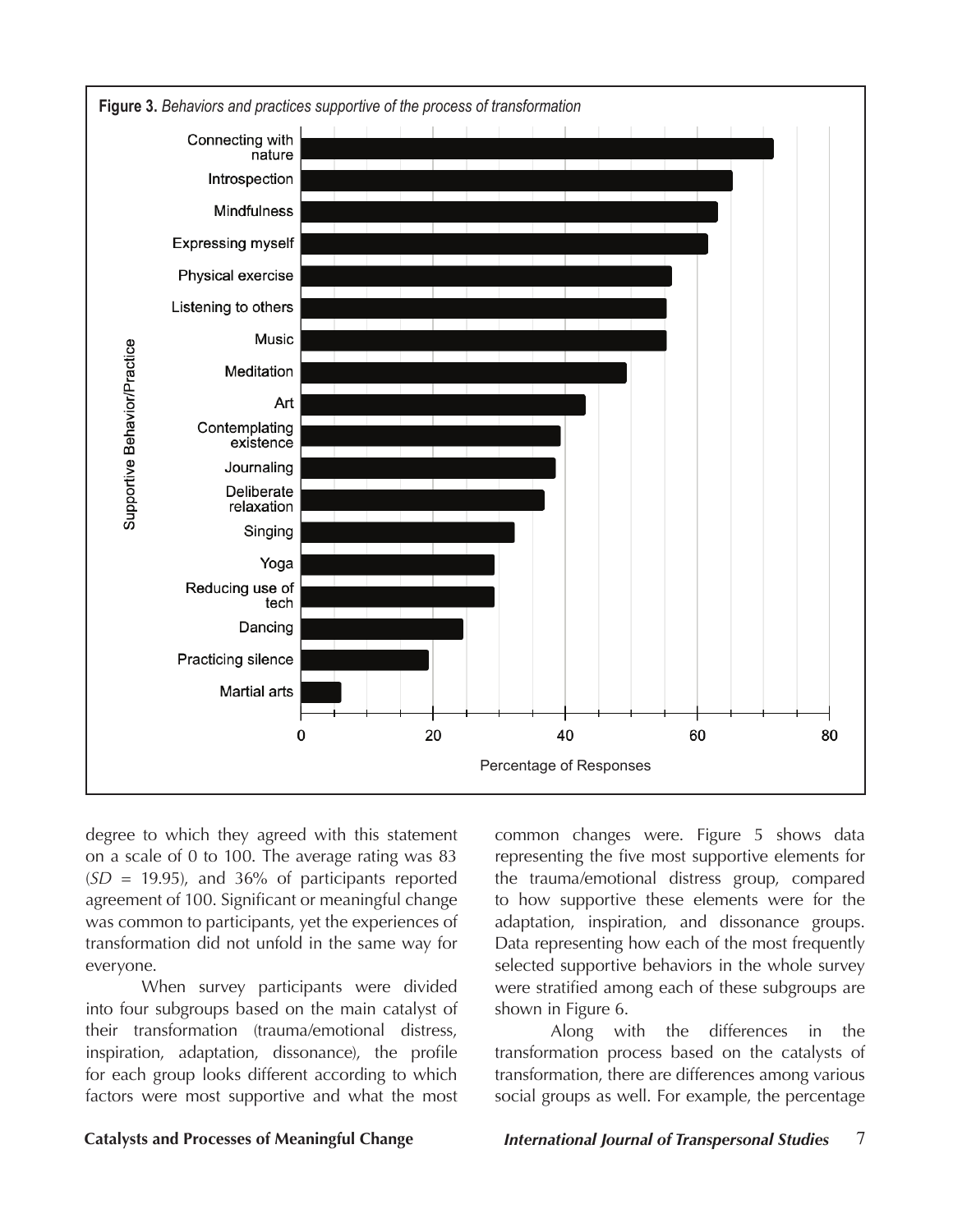**Figure 3.** *Behaviors and practices supportive of the process of transformation*

degree to which they agreed with this statement on a scale of 0 to 100. The average rating was 83 ($SD$ = 19.95), and 36% of participants reported agreement of 100. Significant or meaningful change was common to participants, yet the experiences of transformation did not unfold in the same way for everyone.

When survey participants were divided into four subgroups based on the main catalyst of their transformation (trauma/emotional distress, inspiration, adaptation, dissonance), the profile for each group looks different according to which factors were most supportive and what the most common changes were. Figure 5 shows data representing the five most supportive elements for the trauma/emotional distress group, compared to how supportive these elements were for the adaptation, inspiration, and dissonance groups. Data representing how each of the most frequently selected supportive behaviors in the whole survey were stratified among each of these subgroups are shown in Figure 6.

Along with the differences in the transformation process based on the catalysts of transformation, there are differences among various social groups as well. For example, the percentage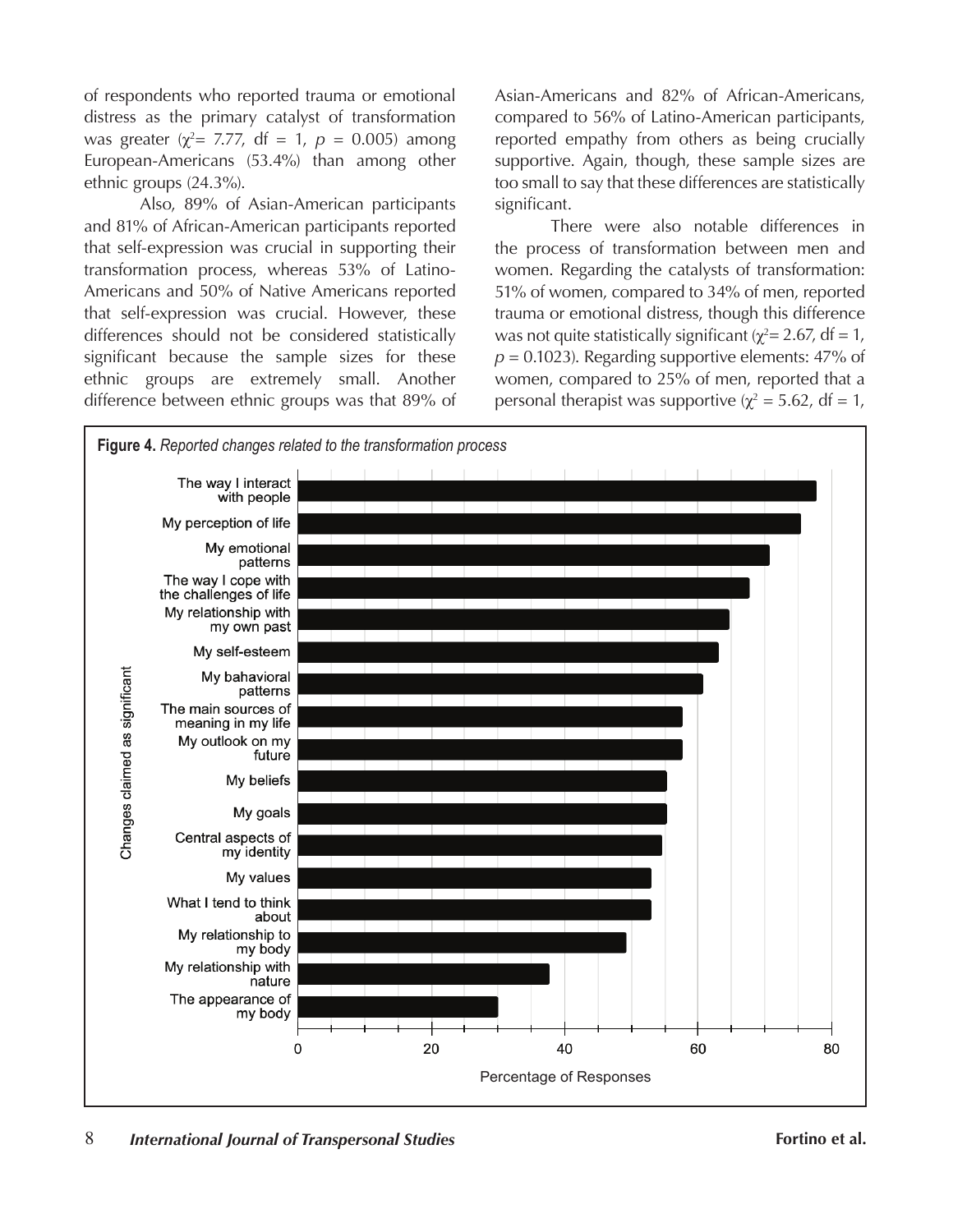of respondents who reported trauma or emotional distress as the primary catalyst of transformation was greater ($\chi^2 = 7.77$, df = 1, $p = 0.005$) among European-Americans (53.4%) than among other ethnic groups (24.3%).

Also, 89% of Asian-American participants and 81% of African-American participants reported that self-expression was crucial in supporting their transformation process, whereas 53% of Latino-Americans and 50% of Native Americans reported that self-expression was crucial. However, these differences should not be considered statistically significant because the sample sizes for these ethnic groups are extremely small. Another difference between ethnic groups was that 89% of Asian-Americans and 82% of African-Americans, compared to 56% of Latino-American participants, reported empathy from others as being crucially supportive. Again, though, these sample sizes are too small to say that these differences are statistically significant.

There were also notable differences in the process of transformation between men and women. Regarding the catalysts of transformation: 51% of women, compared to 34% of men, reported trauma or emotional distress, though this difference was not quite statistically significant ($\chi^2 = 2.67$, df = 1, $p = 0.1023$). Regarding supportive elements: 47% of women, compared to 25% of men, reported that a personal therapist was supportive ($\chi^2 = 5.62$, df = 1,

**Figure 4.** *Reported changes related to the transformation process*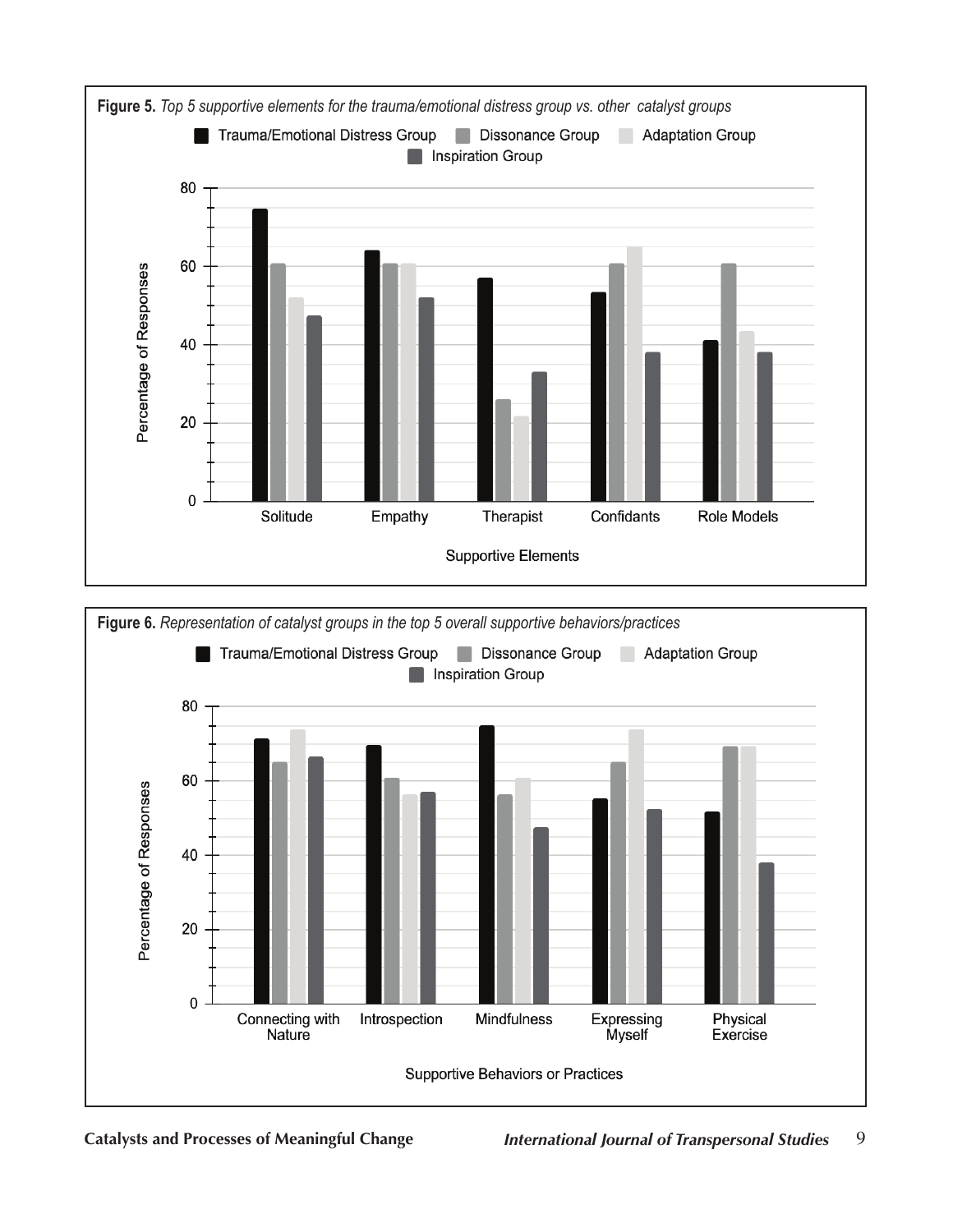**Figure 5.** *Top 5 supportive elements for the trauma/emotional distress group vs. other catalyst groups*

**Figure 6.** *Representation of catalyst groups in the top 5 overall supportive behaviors/practices*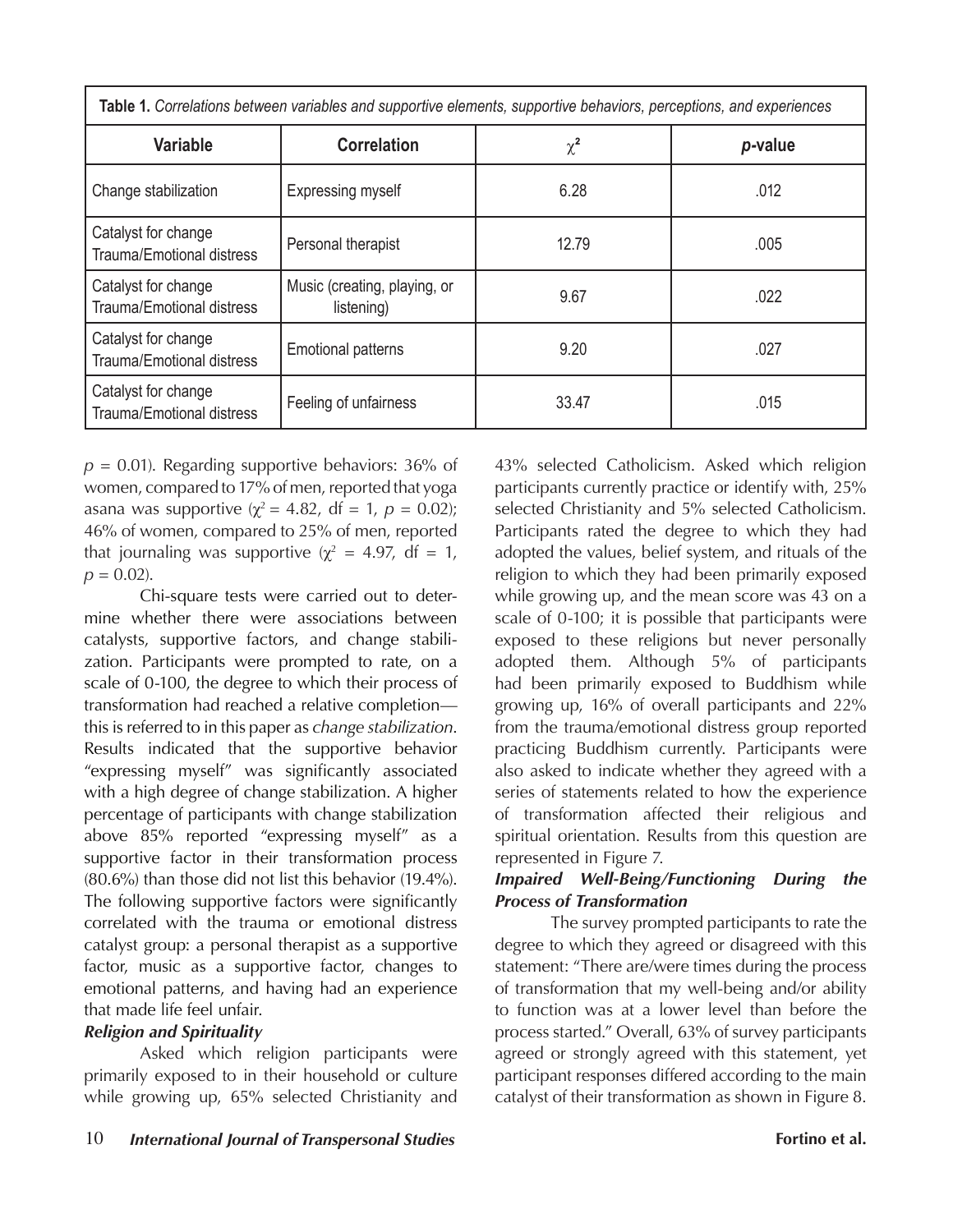**Table 1.** *Correlations between variables and supportive elements, supportive behaviors, perceptions, and experiences*

| Variable | Correlation | $\chi^2$ | *p*-value |
|---|---|---|---|
| Change stabilization | Expressing myself | 6.28 | .012 |
| Catalyst for change Trauma/Emotional distress | Personal therapist | 12.79 | .005 |
| Catalyst for change Trauma/Emotional distress | Music (creating, playing, or listening) | 9.67 | .022 |
| Catalyst for change Trauma/Emotional distress | Emotional patterns | 9.20 | .027 |
| Catalyst for change Trauma/Emotional distress | Feeling of unfairness | 33.47 | .015 |

$p = 0.01$). Regarding supportive behaviors: 36% of women, compared to 17% of men, reported that yoga asana was supportive ($\chi^2 = 4.82$, df = 1, $p = 0.02$); 46% of women, compared to 25% of men, reported that journaling was supportive ($\chi^2 = 4.97$, df = 1, $p = 0.02$).

Chi-square tests were carried out to determine whether there were associations between catalysts, supportive factors, and change stabilization. Participants were prompted to rate, on a scale of 0-100, the degree to which their process of transformation had reached a relative completion—this is referred to in this paper as *change stabilization*. Results indicated that the supportive behavior "expressing myself" was significantly associated with a high degree of change stabilization. A higher percentage of participants with change stabilization above 85% reported "expressing myself" as a supportive factor in their transformation process (80.6%) than those did not list this behavior (19.4%). The following supportive factors were significantly correlated with the trauma or emotional distress catalyst group: a personal therapist as a supportive factor, music as a supportive factor, changes to emotional patterns, and having had an experience that made life feel unfair.

***Religion and Spirituality***

Asked which religion participants were primarily exposed to in their household or culture while growing up, 65% selected Christianity and 43% selected Catholicism. Asked which religion participants currently practice or identify with, 25% selected Christianity and 5% selected Catholicism. Participants rated the degree to which they had adopted the values, belief system, and rituals of the religion to which they had been primarily exposed while growing up, and the mean score was 43 on a scale of 0-100; it is possible that participants were exposed to these religions but never personally adopted them. Although 5% of participants had been primarily exposed to Buddhism while growing up, 16% of overall participants and 22% from the trauma/emotional distress group reported practicing Buddhism currently. Participants were also asked to indicate whether they agreed with a series of statements related to how the experience of transformation affected their religious and spiritual orientation. Results from this question are represented in Figure 7.

***Impaired Well-Being/Functioning During the Process of Transformation***

The survey prompted participants to rate the degree to which they agreed or disagreed with this statement: "There are/were times during the process of transformation that my well-being and/or ability to function was at a lower level than before the process started." Overall, 63% of survey participants agreed or strongly agreed with this statement, yet participant responses differed according to the main catalyst of their transformation as shown in Figure 8.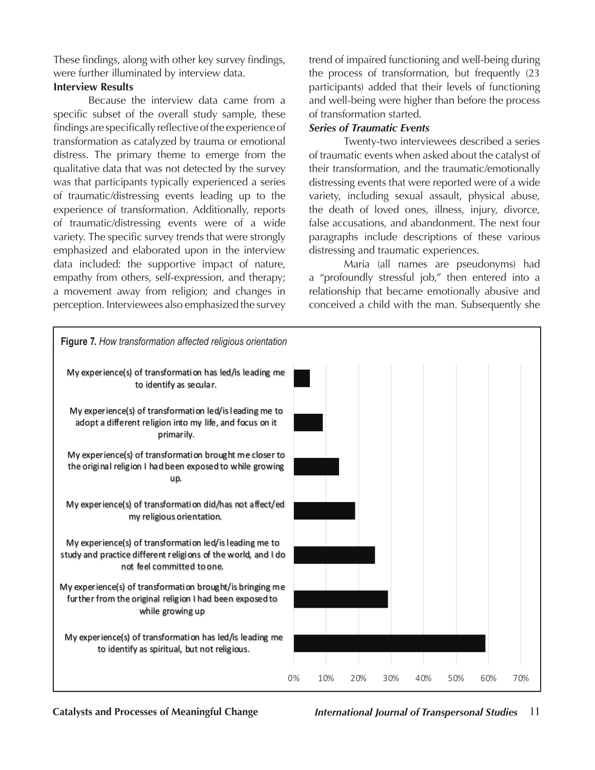These findings, along with other key survey findings, were further illuminated by interview data.

**Interview Results**

Because the interview data came from a specific subset of the overall study sample, these findings are specifically reflective of the experience of transformation as catalyzed by trauma or emotional distress. The primary theme to emerge from the qualitative data that was not detected by the survey was that participants typically experienced a series of traumatic/distressing events leading up to the experience of transformation. Additionally, reports of traumatic/distressing events were of a wide variety. The specific survey trends that were strongly emphasized and elaborated upon in the interview data included: the supportive impact of nature, empathy from others, self-expression, and therapy; a movement away from religion; and changes in perception. Interviewees also emphasized the survey trend of impaired functioning and well-being during the process of transformation, but frequently (23 participants) added that their levels of functioning and well-being were higher than before the process of transformation started.

***Series of Traumatic Events***

Twenty-two interviewees described a series of traumatic events when asked about the catalyst of their transformation, and the traumatic/emotionally distressing events that were reported were of a wide variety, including sexual assault, physical abuse, the death of loved ones, illness, injury, divorce, false accusations, and abandonment. The next four paragraphs include descriptions of these various distressing and traumatic experiences.

Maria (all names are pseudonyms) had a "profoundly stressful job," then entered into a relationship that became emotionally abusive and conceived a child with the man. Subsequently she

**Figure 7.** *How transformation affected religious orientation*

| Response | Approx. % |
|---|---|
| My experience(s) of transformation has led/is leading me to identify as secular. | ~5% |
| My experience(s) of transformation led/is leading me to adopt a different religion into my life, and focus on it primarily. | ~9% |
| My experience(s) of transformation brought me closer to the original religion I had been exposed to while growing up. | ~14% |
| My experience(s) of transformation did/has not affect/ed my religious orientation. | ~19% |
| My experience(s) of transformation led/is leading me to study and practice different religions of the world, and I do not feel committed to one. | ~25% |
| My experience(s) of transformation brought/is bringing me further from the original religion I had been exposed to while growing up | ~29% |
| My experience(s) of transformation has led/is leading me to identify as spiritual, but not religious. | ~59% |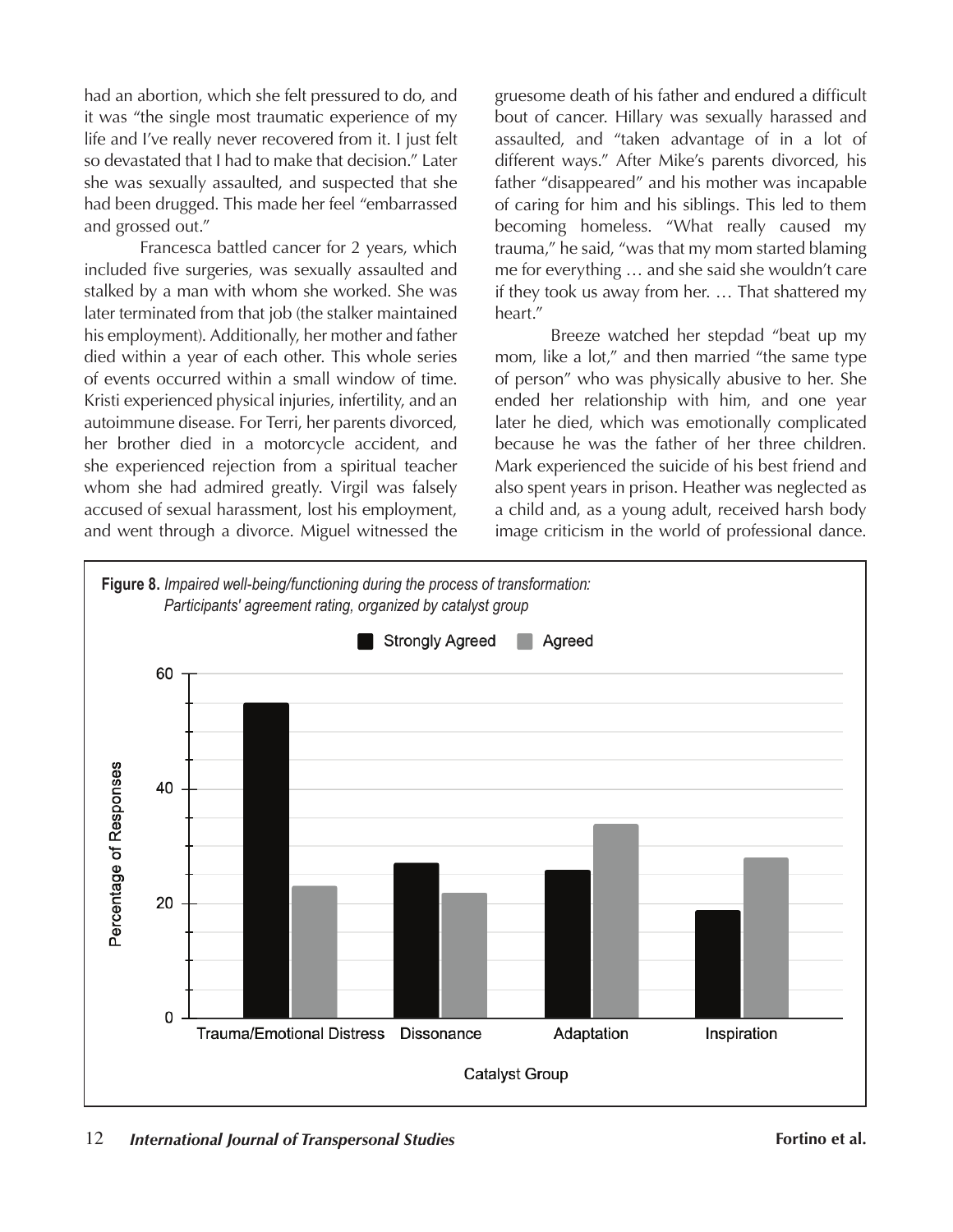had an abortion, which she felt pressured to do, and it was "the single most traumatic experience of my life and I've really never recovered from it. I just felt so devastated that I had to make that decision." Later she was sexually assaulted, and suspected that she had been drugged. This made her feel "embarrassed and grossed out."

Francesca battled cancer for 2 years, which included five surgeries, was sexually assaulted and stalked by a man with whom she worked. She was later terminated from that job (the stalker maintained his employment). Additionally, her mother and father died within a year of each other. This whole series of events occurred within a small window of time. Kristi experienced physical injuries, infertility, and an autoimmune disease. For Terri, her parents divorced, her brother died in a motorcycle accident, and she experienced rejection from a spiritual teacher whom she had admired greatly. Virgil was falsely accused of sexual harassment, lost his employment, and went through a divorce. Miguel witnessed the gruesome death of his father and endured a difficult bout of cancer. Hillary was sexually harassed and assaulted, and "taken advantage of in a lot of different ways." After Mike's parents divorced, his father "disappeared" and his mother was incapable of caring for him and his siblings. This led to them becoming homeless. "What really caused my trauma," he said, "was that my mom started blaming me for everything … and she said she wouldn't care if they took us away from her. … That shattered my heart."

Breeze watched her stepdad "beat up my mom, like a lot," and then married "the same type of person" who was physically abusive to her. She ended her relationship with him, and one year later he died, which was emotionally complicated because he was the father of her three children. Mark experienced the suicide of his best friend and also spent years in prison. Heather was neglected as a child and, as a young adult, received harsh body image criticism in the world of professional dance.

**Figure 8.** *Impaired well-being/functioning during the process of transformation: Participants' agreement rating, organized by catalyst group*

| Catalyst Group | Strongly Agreed (%) | Agreed (%) |
|---|---|---|
| Trauma/Emotional Distress | 55 | 23 |
| Dissonance | 27 | 22 |
| Adaptation | 26 | 34 |
| Inspiration | 19 | 28 |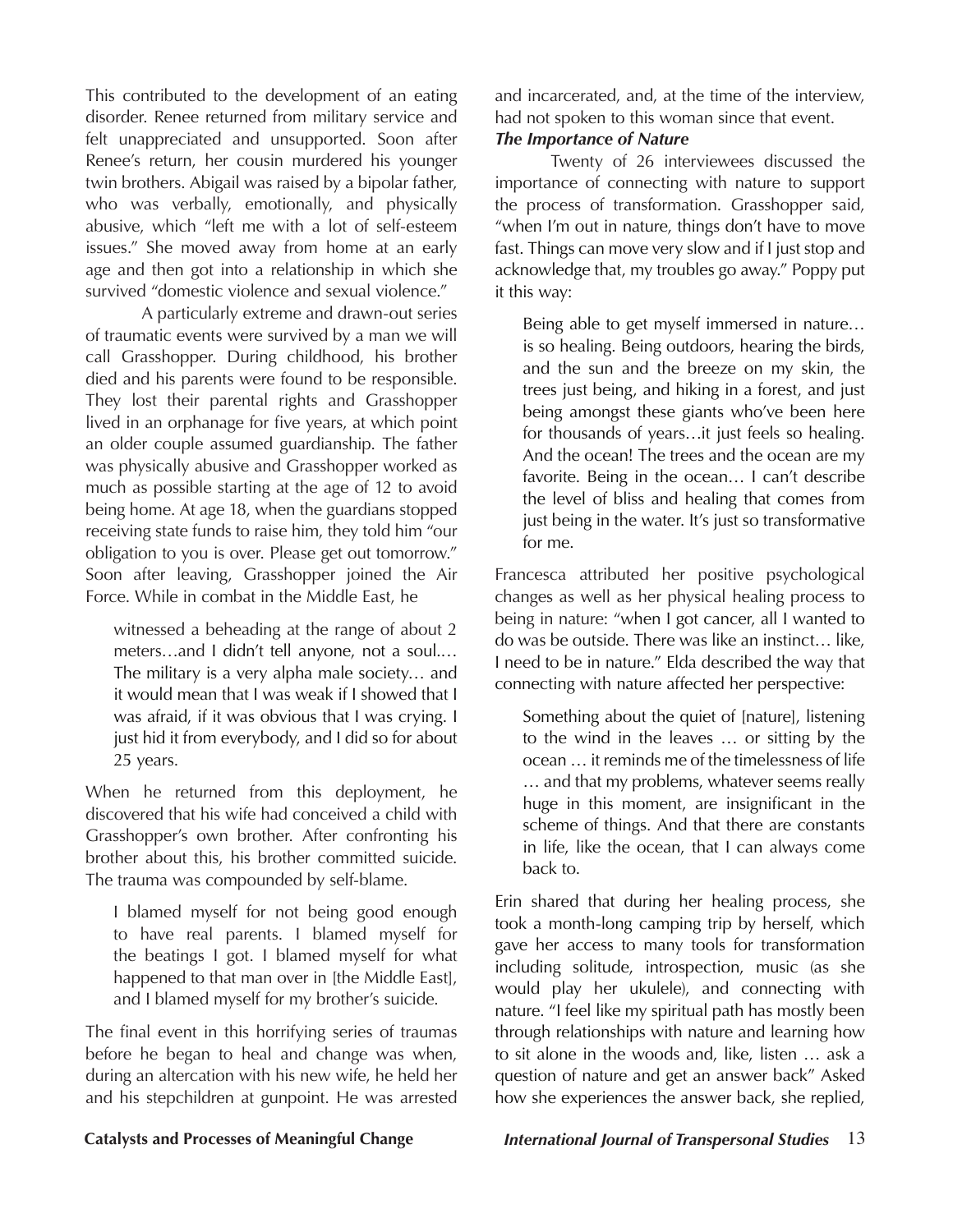This contributed to the development of an eating disorder. Renee returned from military service and felt unappreciated and unsupported. Soon after Renee's return, her cousin murdered his younger twin brothers. Abigail was raised by a bipolar father, who was verbally, emotionally, and physically abusive, which "left me with a lot of self-esteem issues." She moved away from home at an early age and then got into a relationship in which she survived "domestic violence and sexual violence."

A particularly extreme and drawn-out series of traumatic events were survived by a man we will call Grasshopper. During childhood, his brother died and his parents were found to be responsible. They lost their parental rights and Grasshopper lived in an orphanage for five years, at which point an older couple assumed guardianship. The father was physically abusive and Grasshopper worked as much as possible starting at the age of 12 to avoid being home. At age 18, when the guardians stopped receiving state funds to raise him, they told him "our obligation to you is over. Please get out tomorrow." Soon after leaving, Grasshopper joined the Air Force. While in combat in the Middle East, he

> witnessed a beheading at the range of about 2 meters…and I didn't tell anyone, not a soul.… The military is a very alpha male society… and it would mean that I was weak if I showed that I was afraid, if it was obvious that I was crying. I just hid it from everybody, and I did so for about 25 years.

When he returned from this deployment, he discovered that his wife had conceived a child with Grasshopper's own brother. After confronting his brother about this, his brother committed suicide. The trauma was compounded by self-blame.

> I blamed myself for not being good enough to have real parents. I blamed myself for the beatings I got. I blamed myself for what happened to that man over in [the Middle East], and I blamed myself for my brother's suicide.

The final event in this horrifying series of traumas before he began to heal and change was when, during an altercation with his new wife, he held her and his stepchildren at gunpoint. He was arrested and incarcerated, and, at the time of the interview, had not spoken to this woman since that event.

***The Importance of Nature***

Twenty of 26 interviewees discussed the importance of connecting with nature to support the process of transformation. Grasshopper said, "when I'm out in nature, things don't have to move fast. Things can move very slow and if I just stop and acknowledge that, my troubles go away." Poppy put it this way:

> Being able to get myself immersed in nature… is so healing. Being outdoors, hearing the birds, and the sun and the breeze on my skin, the trees just being, and hiking in a forest, and just being amongst these giants who've been here for thousands of years…it just feels so healing. And the ocean! The trees and the ocean are my favorite. Being in the ocean… I can't describe the level of bliss and healing that comes from just being in the water. It's just so transformative for me.

Francesca attributed her positive psychological changes as well as her physical healing process to being in nature: "when I got cancer, all I wanted to do was be outside. There was like an instinct… like, I need to be in nature." Elda described the way that connecting with nature affected her perspective:

> Something about the quiet of [nature], listening to the wind in the leaves … or sitting by the ocean … it reminds me of the timelessness of life … and that my problems, whatever seems really huge in this moment, are insignificant in the scheme of things. And that there are constants in life, like the ocean, that I can always come back to.

Erin shared that during her healing process, she took a month-long camping trip by herself, which gave her access to many tools for transformation including solitude, introspection, music (as she would play her ukulele), and connecting with nature. "I feel like my spiritual path has mostly been through relationships with nature and learning how to sit alone in the woods and, like, listen … ask a question of nature and get an answer back" Asked how she experiences the answer back, she replied,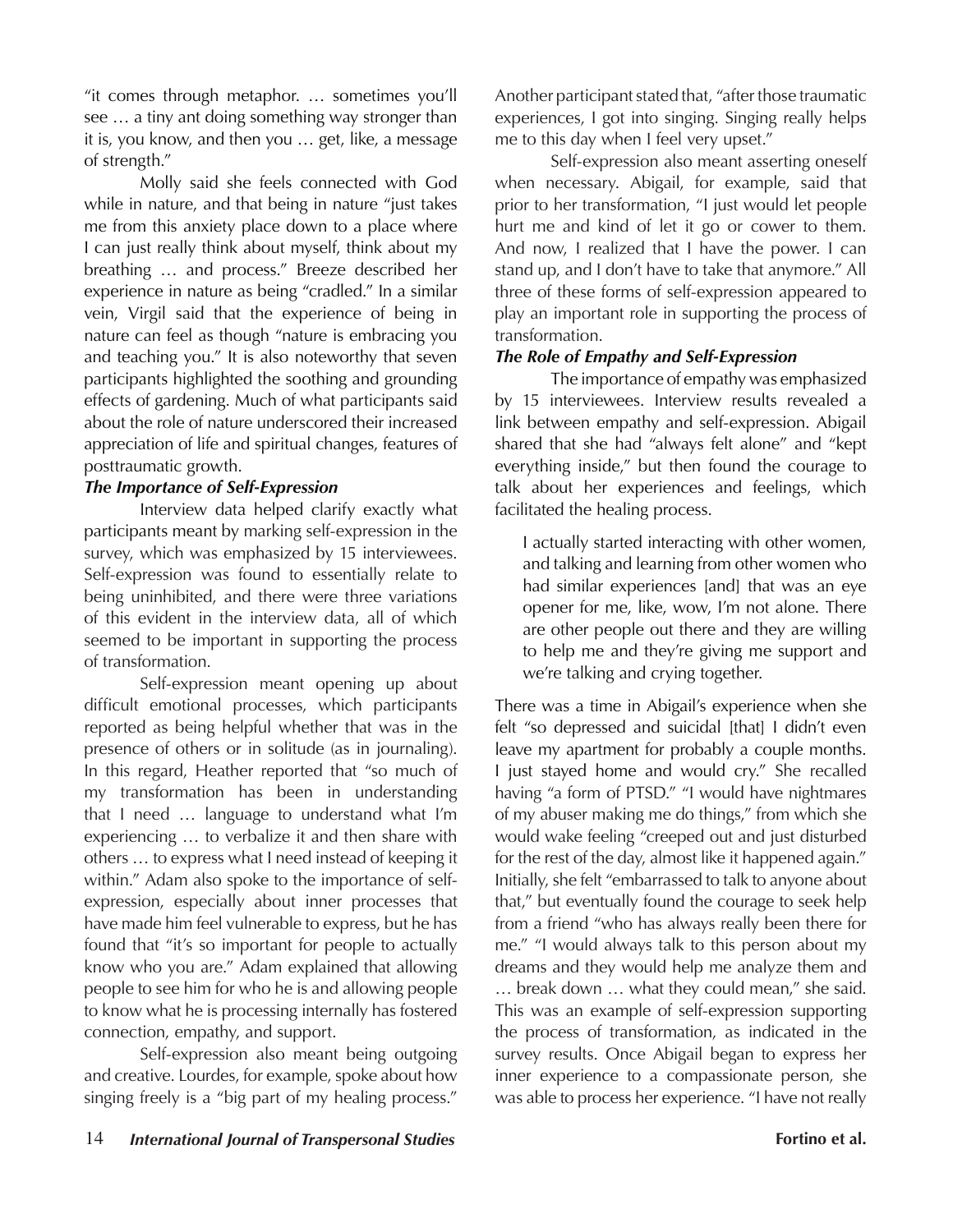"it comes through metaphor. … sometimes you'll see … a tiny ant doing something way stronger than it is, you know, and then you … get, like, a message of strength."

Molly said she feels connected with God while in nature, and that being in nature "just takes me from this anxiety place down to a place where I can just really think about myself, think about my breathing … and process." Breeze described her experience in nature as being "cradled." In a similar vein, Virgil said that the experience of being in nature can feel as though "nature is embracing you and teaching you." It is also noteworthy that seven participants highlighted the soothing and grounding effects of gardening. Much of what participants said about the role of nature underscored their increased appreciation of life and spiritual changes, features of posttraumatic growth.

***The Importance of Self-Expression***

Interview data helped clarify exactly what participants meant by marking self-expression in the survey, which was emphasized by 15 interviewees. Self-expression was found to essentially relate to being uninhibited, and there were three variations of this evident in the interview data, all of which seemed to be important in supporting the process of transformation.

Self-expression meant opening up about difficult emotional processes, which participants reported as being helpful whether that was in the presence of others or in solitude (as in journaling). In this regard, Heather reported that "so much of my transformation has been in understanding that I need … language to understand what I'm experiencing … to verbalize it and then share with others … to express what I need instead of keeping it within." Adam also spoke to the importance of self-expression, especially about inner processes that have made him feel vulnerable to express, but he has found that "it's so important for people to actually know who you are." Adam explained that allowing people to see him for who he is and allowing people to know what he is processing internally has fostered connection, empathy, and support.

Self-expression also meant being outgoing and creative. Lourdes, for example, spoke about how singing freely is a "big part of my healing process." Another participant stated that, "after those traumatic experiences, I got into singing. Singing really helps me to this day when I feel very upset."

Self-expression also meant asserting oneself when necessary. Abigail, for example, said that prior to her transformation, "I just would let people hurt me and kind of let it go or cower to them. And now, I realized that I have the power. I can stand up, and I don't have to take that anymore." All three of these forms of self-expression appeared to play an important role in supporting the process of transformation.

***The Role of Empathy and Self-Expression***

The importance of empathy was emphasized by 15 interviewees. Interview results revealed a link between empathy and self-expression. Abigail shared that she had "always felt alone" and "kept everything inside," but then found the courage to talk about her experiences and feelings, which facilitated the healing process.

> I actually started interacting with other women, and talking and learning from other women who had similar experiences [and] that was an eye opener for me, like, wow, I'm not alone. There are other people out there and they are willing to help me and they're giving me support and we're talking and crying together.

There was a time in Abigail's experience when she felt "so depressed and suicidal [that] I didn't even leave my apartment for probably a couple months. I just stayed home and would cry." She recalled having "a form of PTSD." "I would have nightmares of my abuser making me do things," from which she would wake feeling "creeped out and just disturbed for the rest of the day, almost like it happened again." Initially, she felt "embarrassed to talk to anyone about that," but eventually found the courage to seek help from a friend "who has always really been there for me." "I would always talk to this person about my dreams and they would help me analyze them and … break down … what they could mean," she said. This was an example of self-expression supporting the process of transformation, as indicated in the survey results. Once Abigail began to express her inner experience to a compassionate person, she was able to process her experience. "I have not really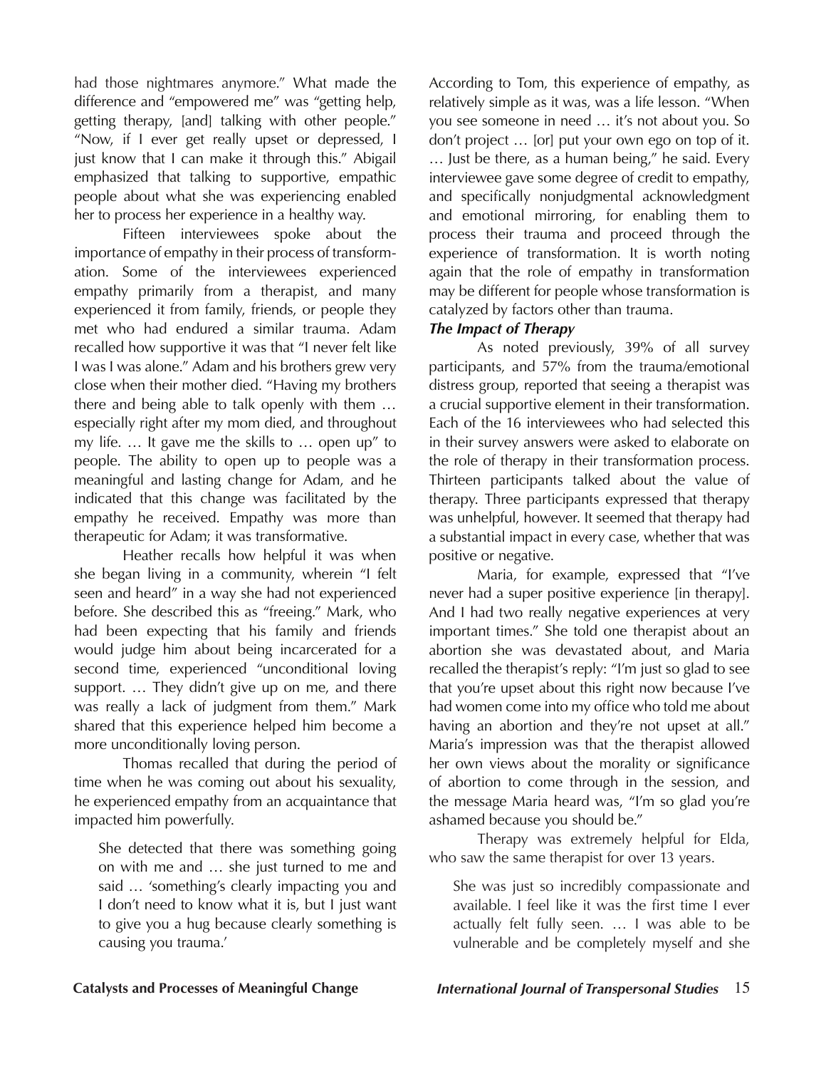had those nightmares anymore." What made the difference and "empowered me" was "getting help, getting therapy, [and] talking with other people." "Now, if I ever get really upset or depressed, I just know that I can make it through this." Abigail emphasized that talking to supportive, empathic people about what she was experiencing enabled her to process her experience in a healthy way.

Fifteen interviewees spoke about the importance of empathy in their process of transformation. Some of the interviewees experienced empathy primarily from a therapist, and many experienced it from family, friends, or people they met who had endured a similar trauma. Adam recalled how supportive it was that "I never felt like I was I was alone." Adam and his brothers grew very close when their mother died. "Having my brothers there and being able to talk openly with them … especially right after my mom died, and throughout my life. … It gave me the skills to … open up" to people. The ability to open up to people was a meaningful and lasting change for Adam, and he indicated that this change was facilitated by the empathy he received. Empathy was more than therapeutic for Adam; it was transformative.

Heather recalls how helpful it was when she began living in a community, wherein "I felt seen and heard" in a way she had not experienced before. She described this as "freeing." Mark, who had been expecting that his family and friends would judge him about being incarcerated for a second time, experienced "unconditional loving support. … They didn't give up on me, and there was really a lack of judgment from them." Mark shared that this experience helped him become a more unconditionally loving person.

Thomas recalled that during the period of time when he was coming out about his sexuality, he experienced empathy from an acquaintance that impacted him powerfully.

> She detected that there was something going on with me and … she just turned to me and said … 'something's clearly impacting you and I don't need to know what it is, but I just want to give you a hug because clearly something is causing you trauma.'

According to Tom, this experience of empathy, as relatively simple as it was, was a life lesson. "When you see someone in need … it's not about you. So don't project … [or] put your own ego on top of it. … Just be there, as a human being," he said. Every interviewee gave some degree of credit to empathy, and specifically nonjudgmental acknowledgment and emotional mirroring, for enabling them to process their trauma and proceed through the experience of transformation. It is worth noting again that the role of empathy in transformation may be different for people whose transformation is catalyzed by factors other than trauma.

***The Impact of Therapy***

As noted previously, 39% of all survey participants, and 57% from the trauma/emotional distress group, reported that seeing a therapist was a crucial supportive element in their transformation. Each of the 16 interviewees who had selected this in their survey answers were asked to elaborate on the role of therapy in their transformation process. Thirteen participants talked about the value of therapy. Three participants expressed that therapy was unhelpful, however. It seemed that therapy had a substantial impact in every case, whether that was positive or negative.

Maria, for example, expressed that "I've never had a super positive experience [in therapy]. And I had two really negative experiences at very important times." She told one therapist about an abortion she was devastated about, and Maria recalled the therapist's reply: "I'm just so glad to see that you're upset about this right now because I've had women come into my office who told me about having an abortion and they're not upset at all." Maria's impression was that the therapist allowed her own views about the morality or significance of abortion to come through in the session, and the message Maria heard was, "I'm so glad you're ashamed because you should be."

Therapy was extremely helpful for Elda, who saw the same therapist for over 13 years.

> She was just so incredibly compassionate and available. I feel like it was the first time I ever actually felt fully seen. … I was able to be vulnerable and be completely myself and she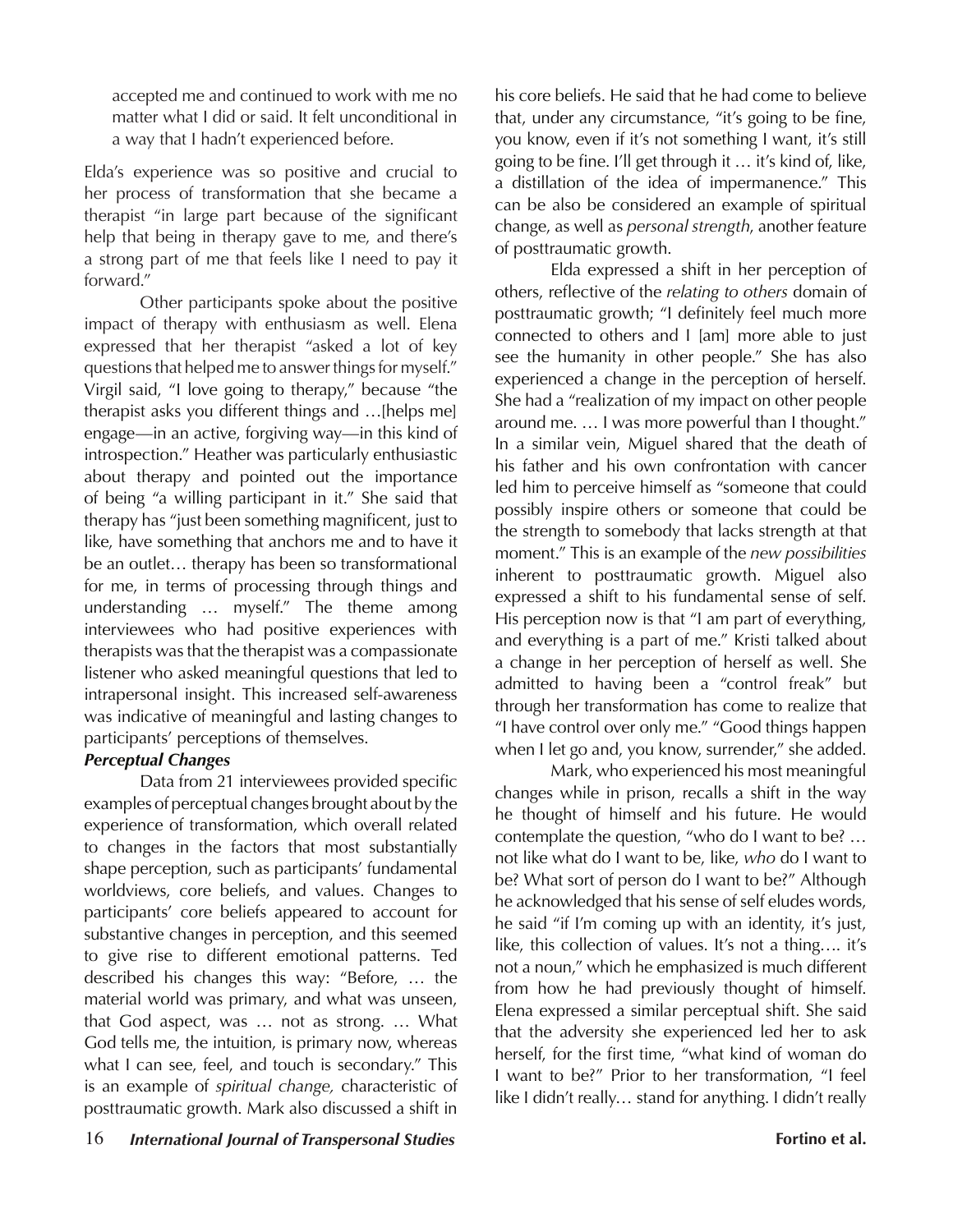accepted me and continued to work with me no matter what I did or said. It felt unconditional in a way that I hadn't experienced before.

Elda's experience was so positive and crucial to her process of transformation that she became a therapist "in large part because of the significant help that being in therapy gave to me, and there's a strong part of me that feels like I need to pay it forward."

Other participants spoke about the positive impact of therapy with enthusiasm as well. Elena expressed that her therapist "asked a lot of key questions that helped me to answer things for myself." Virgil said, "I love going to therapy," because "the therapist asks you different things and …[helps me] engage—in an active, forgiving way—in this kind of introspection." Heather was particularly enthusiastic about therapy and pointed out the importance of being "a willing participant in it." She said that therapy has "just been something magnificent, just to like, have something that anchors me and to have it be an outlet… therapy has been so transformational for me, in terms of processing through things and understanding … myself." The theme among interviewees who had positive experiences with therapists was that the therapist was a compassionate listener who asked meaningful questions that led to intrapersonal insight. This increased self-awareness was indicative of meaningful and lasting changes to participants' perceptions of themselves.

### *Perceptual Changes*

Data from 21 interviewees provided specific examples of perceptual changes brought about by the experience of transformation, which overall related to changes in the factors that most substantially shape perception, such as participants' fundamental worldviews, core beliefs, and values. Changes to participants' core beliefs appeared to account for substantive changes in perception, and this seemed to give rise to different emotional patterns. Ted described his changes this way: "Before, … the material world was primary, and what was unseen, that God aspect, was … not as strong. … What God tells me, the intuition, is primary now, whereas what I can see, feel, and touch is secondary." This is an example of *spiritual change,* characteristic of posttraumatic growth. Mark also discussed a shift in his core beliefs. He said that he had come to believe that, under any circumstance, "it's going to be fine, you know, even if it's not something I want, it's still going to be fine. I'll get through it … it's kind of, like, a distillation of the idea of impermanence." This can be also be considered an example of spiritual change, as well as *personal strength*, another feature of posttraumatic growth.

Elda expressed a shift in her perception of others, reflective of the *relating to others* domain of posttraumatic growth; "I definitely feel much more connected to others and I [am] more able to just see the humanity in other people." She has also experienced a change in the perception of herself. She had a "realization of my impact on other people around me. … I was more powerful than I thought." In a similar vein, Miguel shared that the death of his father and his own confrontation with cancer led him to perceive himself as "someone that could possibly inspire others or someone that could be the strength to somebody that lacks strength at that moment." This is an example of the *new possibilities* inherent to posttraumatic growth. Miguel also expressed a shift to his fundamental sense of self. His perception now is that "I am part of everything, and everything is a part of me." Kristi talked about a change in her perception of herself as well. She admitted to having been a "control freak" but through her transformation has come to realize that "I have control over only me." "Good things happen when I let go and, you know, surrender," she added.

Mark, who experienced his most meaningful changes while in prison, recalls a shift in the way he thought of himself and his future. He would contemplate the question, "who do I want to be? … not like what do I want to be, like, *who* do I want to be? What sort of person do I want to be?" Although he acknowledged that his sense of self eludes words, he said "if I'm coming up with an identity, it's just, like, this collection of values. It's not a thing…. it's not a noun," which he emphasized is much different from how he had previously thought of himself. Elena expressed a similar perceptual shift. She said that the adversity she experienced led her to ask herself, for the first time, "what kind of woman do I want to be?" Prior to her transformation, "I feel like I didn't really… stand for anything. I didn't really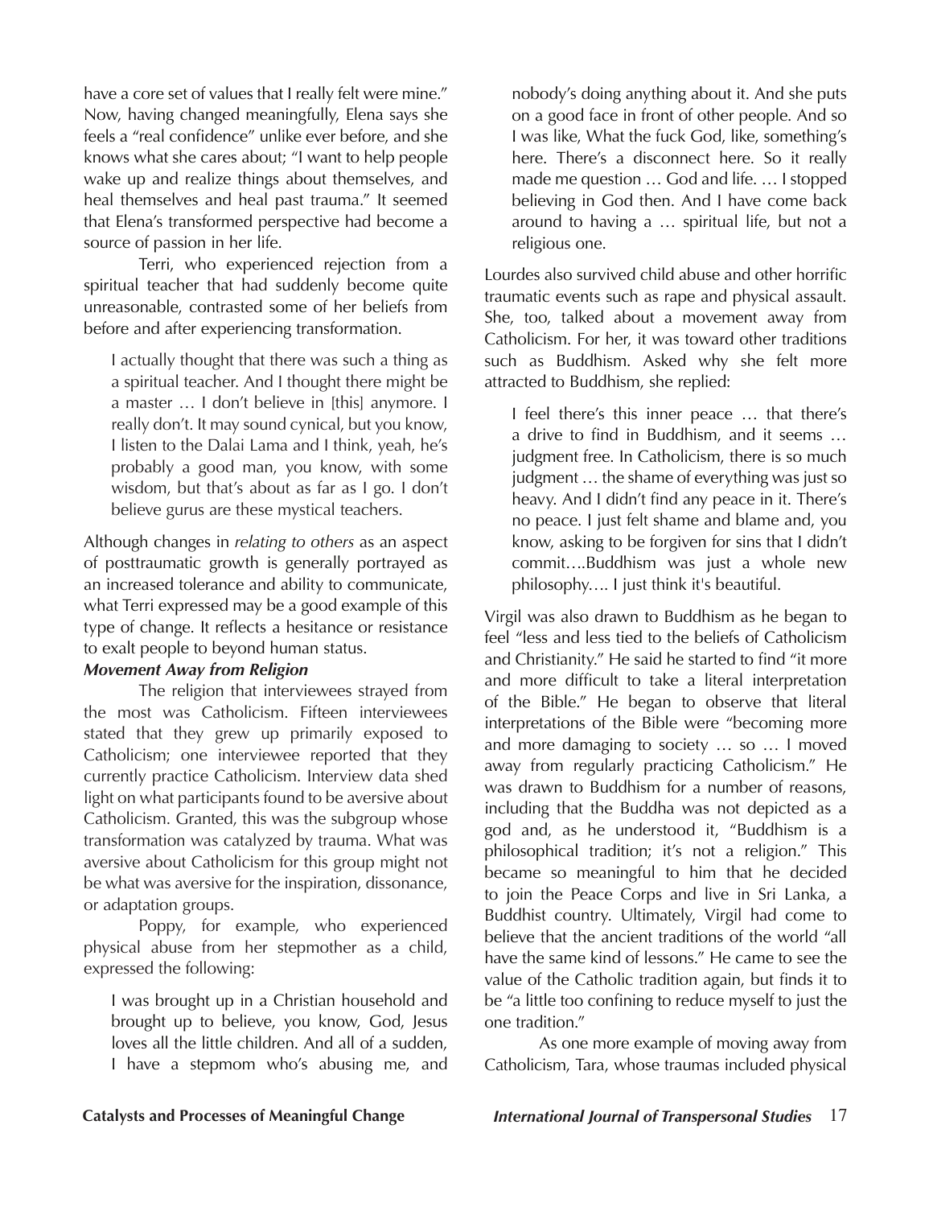have a core set of values that I really felt were mine." Now, having changed meaningfully, Elena says she feels a "real confidence" unlike ever before, and she knows what she cares about; "I want to help people wake up and realize things about themselves, and heal themselves and heal past trauma." It seemed that Elena's transformed perspective had become a source of passion in her life.

Terri, who experienced rejection from a spiritual teacher that had suddenly become quite unreasonable, contrasted some of her beliefs from before and after experiencing transformation.

> I actually thought that there was such a thing as a spiritual teacher. And I thought there might be a master … I don't believe in [this] anymore. I really don't. It may sound cynical, but you know, I listen to the Dalai Lama and I think, yeah, he's probably a good man, you know, with some wisdom, but that's about as far as I go. I don't believe gurus are these mystical teachers.

Although changes in *relating to others* as an aspect of posttraumatic growth is generally portrayed as an increased tolerance and ability to communicate, what Terri expressed may be a good example of this type of change. It reflects a hesitance or resistance to exalt people to beyond human status.

***Movement Away from Religion***

The religion that interviewees strayed from the most was Catholicism. Fifteen interviewees stated that they grew up primarily exposed to Catholicism; one interviewee reported that they currently practice Catholicism. Interview data shed light on what participants found to be aversive about Catholicism. Granted, this was the subgroup whose transformation was catalyzed by trauma. What was aversive about Catholicism for this group might not be what was aversive for the inspiration, dissonance, or adaptation groups.

Poppy, for example, who experienced physical abuse from her stepmother as a child, expressed the following:

> I was brought up in a Christian household and brought up to believe, you know, God, Jesus loves all the little children. And all of a sudden, I have a stepmom who's abusing me, and nobody's doing anything about it. And she puts on a good face in front of other people. And so I was like, What the fuck God, like, something's here. There's a disconnect here. So it really made me question … God and life. … I stopped believing in God then. And I have come back around to having a … spiritual life, but not a religious one.

Lourdes also survived child abuse and other horrific traumatic events such as rape and physical assault. She, too, talked about a movement away from Catholicism. For her, it was toward other traditions such as Buddhism. Asked why she felt more attracted to Buddhism, she replied:

> I feel there's this inner peace … that there's a drive to find in Buddhism, and it seems … judgment free. In Catholicism, there is so much judgment … the shame of everything was just so heavy. And I didn't find any peace in it. There's no peace. I just felt shame and blame and, you know, asking to be forgiven for sins that I didn't commit….Buddhism was just a whole new philosophy…. I just think it's beautiful.

Virgil was also drawn to Buddhism as he began to feel "less and less tied to the beliefs of Catholicism and Christianity." He said he started to find "it more and more difficult to take a literal interpretation of the Bible." He began to observe that literal interpretations of the Bible were "becoming more and more damaging to society … so … I moved away from regularly practicing Catholicism." He was drawn to Buddhism for a number of reasons, including that the Buddha was not depicted as a god and, as he understood it, "Buddhism is a philosophical tradition; it's not a religion." This became so meaningful to him that he decided to join the Peace Corps and live in Sri Lanka, a Buddhist country. Ultimately, Virgil had come to believe that the ancient traditions of the world "all have the same kind of lessons." He came to see the value of the Catholic tradition again, but finds it to be "a little too confining to reduce myself to just the one tradition."

As one more example of moving away from Catholicism, Tara, whose traumas included physical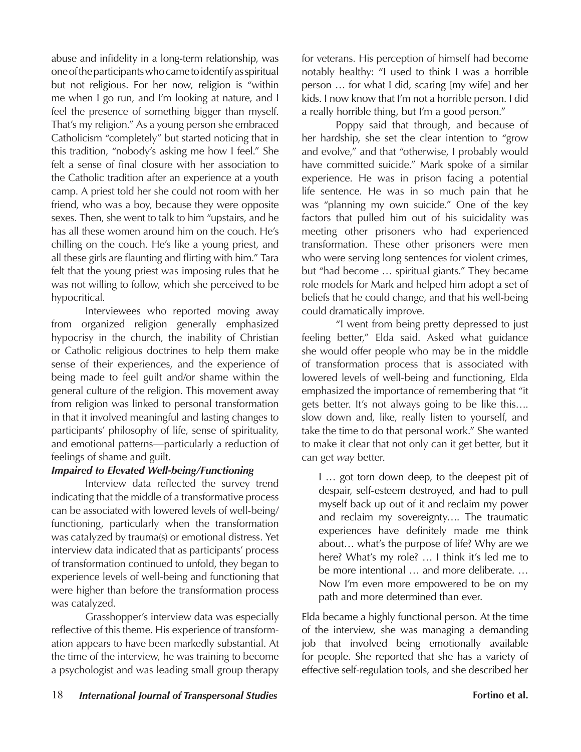abuse and infidelity in a long-term relationship, was one of the participants who came to identify as spiritual but not religious. For her now, religion is "within me when I go run, and I'm looking at nature, and I feel the presence of something bigger than myself. That's my religion." As a young person she embraced Catholicism "completely" but started noticing that in this tradition, "nobody's asking me how I feel." She felt a sense of final closure with her association to the Catholic tradition after an experience at a youth camp. A priest told her she could not room with her friend, who was a boy, because they were opposite sexes. Then, she went to talk to him "upstairs, and he has all these women around him on the couch. He's chilling on the couch. He's like a young priest, and all these girls are flaunting and flirting with him." Tara felt that the young priest was imposing rules that he was not willing to follow, which she perceived to be hypocritical.

Interviewees who reported moving away from organized religion generally emphasized hypocrisy in the church, the inability of Christian or Catholic religious doctrines to help them make sense of their experiences, and the experience of being made to feel guilt and/or shame within the general culture of the religion. This movement away from religion was linked to personal transformation in that it involved meaningful and lasting changes to participants' philosophy of life, sense of spirituality, and emotional patterns—particularly a reduction of feelings of shame and guilt.

***Impaired to Elevated Well-being/Functioning***

Interview data reflected the survey trend indicating that the middle of a transformative process can be associated with lowered levels of well-being/functioning, particularly when the transformation was catalyzed by trauma(s) or emotional distress. Yet interview data indicated that as participants' process of transformation continued to unfold, they began to experience levels of well-being and functioning that were higher than before the transformation process was catalyzed.

Grasshopper's interview data was especially reflective of this theme. His experience of transformation appears to have been markedly substantial. At the time of the interview, he was training to become a psychologist and was leading small group therapy for veterans. His perception of himself had become notably healthy: "I used to think I was a horrible person … for what I did, scaring [my wife] and her kids. I now know that I'm not a horrible person. I did a really horrible thing, but I'm a good person."

Poppy said that through, and because of her hardship, she set the clear intention to "grow and evolve," and that "otherwise, I probably would have committed suicide." Mark spoke of a similar experience. He was in prison facing a potential life sentence. He was in so much pain that he was "planning my own suicide." One of the key factors that pulled him out of his suicidality was meeting other prisoners who had experienced transformation. These other prisoners were men who were serving long sentences for violent crimes, but "had become … spiritual giants." They became role models for Mark and helped him adopt a set of beliefs that he could change, and that his well-being could dramatically improve.

"I went from being pretty depressed to just feeling better," Elda said. Asked what guidance she would offer people who may be in the middle of transformation process that is associated with lowered levels of well-being and functioning, Elda emphasized the importance of remembering that "it gets better. It's not always going to be like this…. slow down and, like, really listen to yourself, and take the time to do that personal work." She wanted to make it clear that not only can it get better, but it can get *way* better.

> I … got torn down deep, to the deepest pit of despair, self-esteem destroyed, and had to pull myself back up out of it and reclaim my power and reclaim my sovereignty…. The traumatic experiences have definitely made me think about… what's the purpose of life? Why are we here? What's my role? … I think it's led me to be more intentional … and more deliberate. … Now I'm even more empowered to be on my path and more determined than ever.

Elda became a highly functional person. At the time of the interview, she was managing a demanding job that involved being emotionally available for people. She reported that she has a variety of effective self-regulation tools, and she described her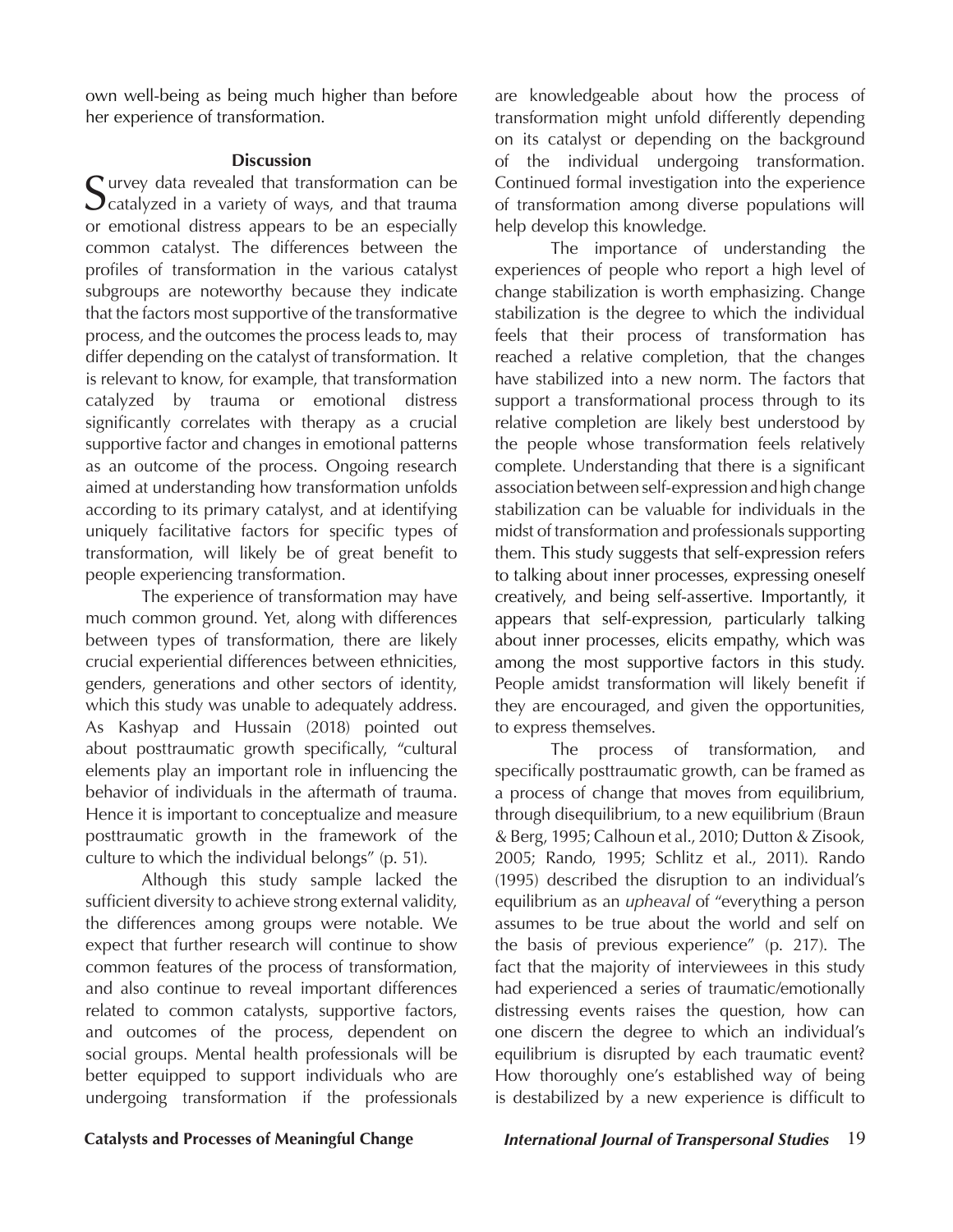own well-being as being much higher than before her experience of transformation.

## Discussion

Survey data revealed that transformation can be catalyzed in a variety of ways, and that trauma or emotional distress appears to be an especially common catalyst. The differences between the profiles of transformation in the various catalyst subgroups are noteworthy because they indicate that the factors most supportive of the transformative process, and the outcomes the process leads to, may differ depending on the catalyst of transformation. It is relevant to know, for example, that transformation catalyzed by trauma or emotional distress significantly correlates with therapy as a crucial supportive factor and changes in emotional patterns as an outcome of the process. Ongoing research aimed at understanding how transformation unfolds according to its primary catalyst, and at identifying uniquely facilitative factors for specific types of transformation, will likely be of great benefit to people experiencing transformation.

The experience of transformation may have much common ground. Yet, along with differences between types of transformation, there are likely crucial experiential differences between ethnicities, genders, generations and other sectors of identity, which this study was unable to adequately address. As Kashyap and Hussain (2018) pointed out about posttraumatic growth specifically, "cultural elements play an important role in influencing the behavior of individuals in the aftermath of trauma. Hence it is important to conceptualize and measure posttraumatic growth in the framework of the culture to which the individual belongs" (p. 51).

Although this study sample lacked the sufficient diversity to achieve strong external validity, the differences among groups were notable. We expect that further research will continue to show common features of the process of transformation, and also continue to reveal important differences related to common catalysts, supportive factors, and outcomes of the process, dependent on social groups. Mental health professionals will be better equipped to support individuals who are undergoing transformation if the professionals are knowledgeable about how the process of transformation might unfold differently depending on its catalyst or depending on the background of the individual undergoing transformation. Continued formal investigation into the experience of transformation among diverse populations will help develop this knowledge.

The importance of understanding the experiences of people who report a high level of change stabilization is worth emphasizing. Change stabilization is the degree to which the individual feels that their process of transformation has reached a relative completion, that the changes have stabilized into a new norm. The factors that support a transformational process through to its relative completion are likely best understood by the people whose transformation feels relatively complete. Understanding that there is a significant association between self-expression and high change stabilization can be valuable for individuals in the midst of transformation and professionals supporting them. This study suggests that self-expression refers to talking about inner processes, expressing oneself creatively, and being self-assertive. Importantly, it appears that self-expression, particularly talking about inner processes, elicits empathy, which was among the most supportive factors in this study. People amidst transformation will likely benefit if they are encouraged, and given the opportunities, to express themselves.

The process of transformation, and specifically posttraumatic growth, can be framed as a process of change that moves from equilibrium, through disequilibrium, to a new equilibrium (Braun & Berg, 1995; Calhoun et al., 2010; Dutton & Zisook, 2005; Rando, 1995; Schlitz et al., 2011). Rando (1995) described the disruption to an individual's equilibrium as an *upheaval* of "everything a person assumes to be true about the world and self on the basis of previous experience" (p. 217). The fact that the majority of interviewees in this study had experienced a series of traumatic/emotionally distressing events raises the question, how can one discern the degree to which an individual's equilibrium is disrupted by each traumatic event? How thoroughly one's established way of being is destabilized by a new experience is difficult to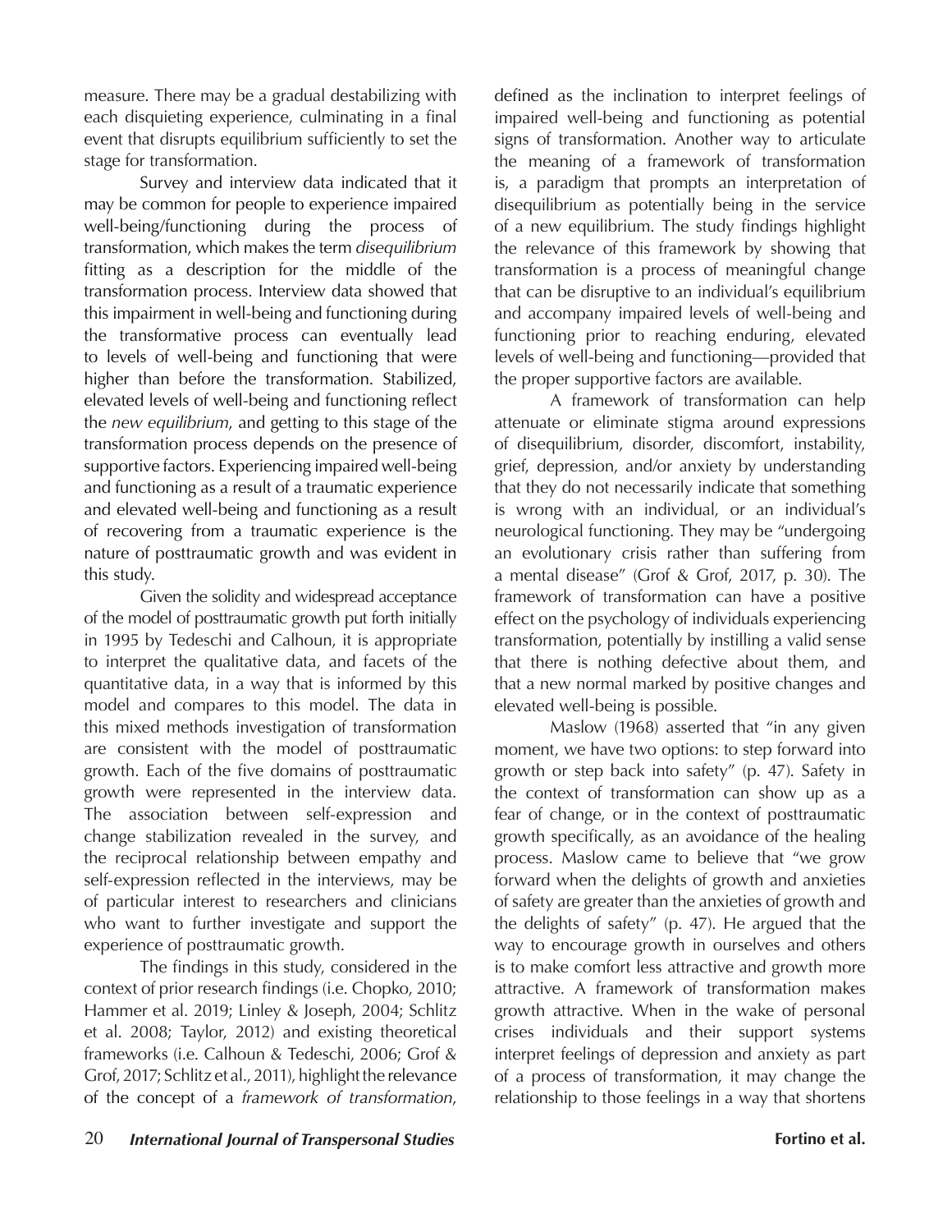measure. There may be a gradual destabilizing with each disquieting experience, culminating in a final event that disrupts equilibrium sufficiently to set the stage for transformation.

Survey and interview data indicated that it may be common for people to experience impaired well-being/functioning during the process of transformation, which makes the term *disequilibrium* fitting as a description for the middle of the transformation process. Interview data showed that this impairment in well-being and functioning during the transformative process can eventually lead to levels of well-being and functioning that were higher than before the transformation. Stabilized, elevated levels of well-being and functioning reflect the *new equilibrium*, and getting to this stage of the transformation process depends on the presence of supportive factors. Experiencing impaired well-being and functioning as a result of a traumatic experience and elevated well-being and functioning as a result of recovering from a traumatic experience is the nature of posttraumatic growth and was evident in this study.

Given the solidity and widespread acceptance of the model of posttraumatic growth put forth initially in 1995 by Tedeschi and Calhoun, it is appropriate to interpret the qualitative data, and facets of the quantitative data, in a way that is informed by this model and compares to this model. The data in this mixed methods investigation of transformation are consistent with the model of posttraumatic growth. Each of the five domains of posttraumatic growth were represented in the interview data. The association between self-expression and change stabilization revealed in the survey, and the reciprocal relationship between empathy and self-expression reflected in the interviews, may be of particular interest to researchers and clinicians who want to further investigate and support the experience of posttraumatic growth.

The findings in this study, considered in the context of prior research findings (i.e. Chopko, 2010; Hammer et al. 2019; Linley & Joseph, 2004; Schlitz et al. 2008; Taylor, 2012) and existing theoretical frameworks (i.e. Calhoun & Tedeschi, 2006; Grof & Grof, 2017; Schlitz et al., 2011), highlight the relevance of the concept of a *framework of transformation*, defined as the inclination to interpret feelings of impaired well-being and functioning as potential signs of transformation. Another way to articulate the meaning of a framework of transformation is, a paradigm that prompts an interpretation of disequilibrium as potentially being in the service of a new equilibrium. The study findings highlight the relevance of this framework by showing that transformation is a process of meaningful change that can be disruptive to an individual's equilibrium and accompany impaired levels of well-being and functioning prior to reaching enduring, elevated levels of well-being and functioning—provided that the proper supportive factors are available.

A framework of transformation can help attenuate or eliminate stigma around expressions of disequilibrium, disorder, discomfort, instability, grief, depression, and/or anxiety by understanding that they do not necessarily indicate that something is wrong with an individual, or an individual's neurological functioning. They may be "undergoing an evolutionary crisis rather than suffering from a mental disease" (Grof & Grof, 2017, p. 30). The framework of transformation can have a positive effect on the psychology of individuals experiencing transformation, potentially by instilling a valid sense that there is nothing defective about them, and that a new normal marked by positive changes and elevated well-being is possible.

Maslow (1968) asserted that "in any given moment, we have two options: to step forward into growth or step back into safety" (p. 47). Safety in the context of transformation can show up as a fear of change, or in the context of posttraumatic growth specifically, as an avoidance of the healing process. Maslow came to believe that "we grow forward when the delights of growth and anxieties of safety are greater than the anxieties of growth and the delights of safety" (p. 47). He argued that the way to encourage growth in ourselves and others is to make comfort less attractive and growth more attractive. A framework of transformation makes growth attractive. When in the wake of personal crises individuals and their support systems interpret feelings of depression and anxiety as part of a process of transformation, it may change the relationship to those feelings in a way that shortens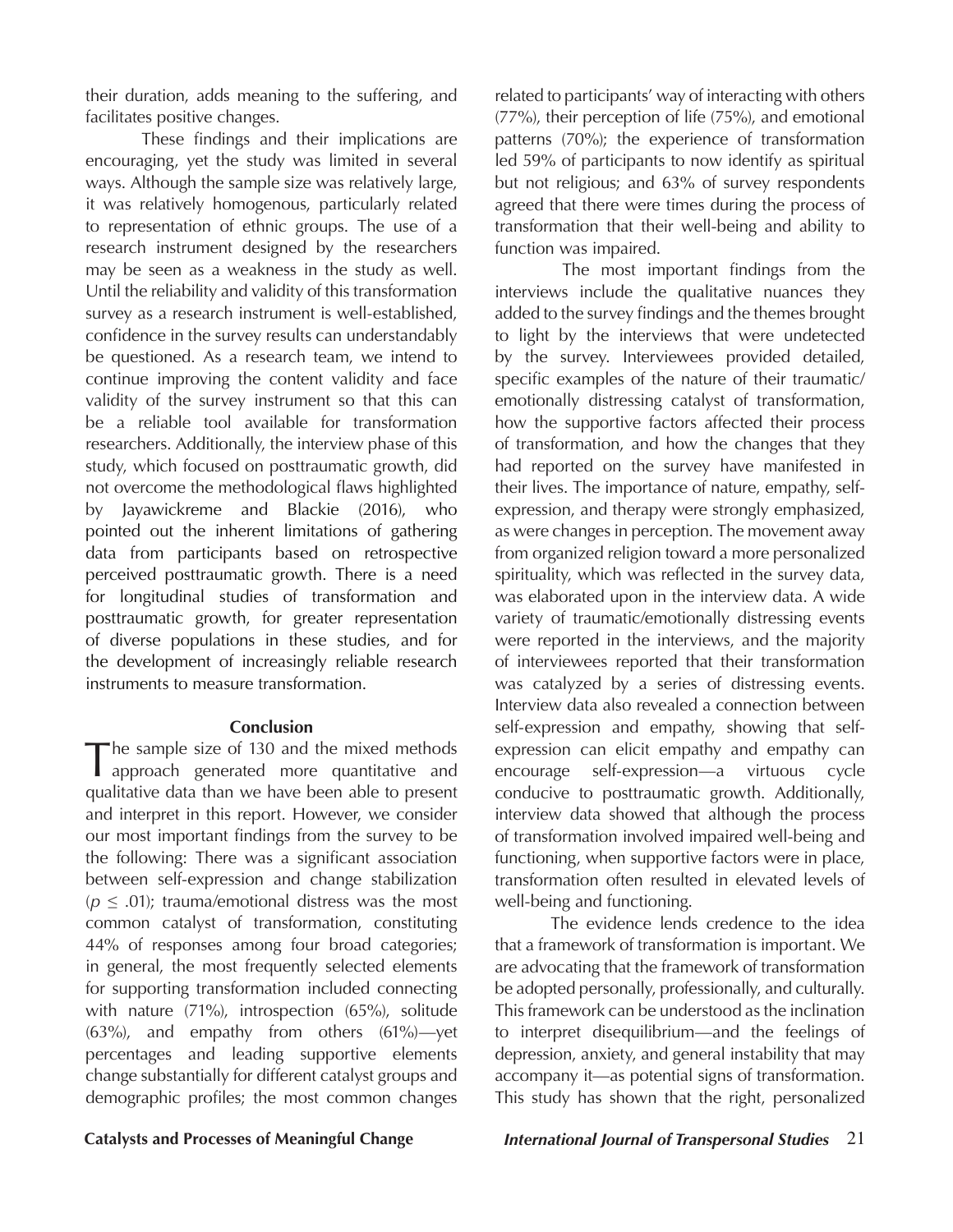their duration, adds meaning to the suffering, and facilitates positive changes.

These findings and their implications are encouraging, yet the study was limited in several ways. Although the sample size was relatively large, it was relatively homogenous, particularly related to representation of ethnic groups. The use of a research instrument designed by the researchers may be seen as a weakness in the study as well. Until the reliability and validity of this transformation survey as a research instrument is well-established, confidence in the survey results can understandably be questioned. As a research team, we intend to continue improving the content validity and face validity of the survey instrument so that this can be a reliable tool available for transformation researchers. Additionally, the interview phase of this study, which focused on posttraumatic growth, did not overcome the methodological flaws highlighted by Jayawickreme and Blackie (2016), who pointed out the inherent limitations of gathering data from participants based on retrospective perceived posttraumatic growth. There is a need for longitudinal studies of transformation and posttraumatic growth, for greater representation of diverse populations in these studies, and for the development of increasingly reliable research instruments to measure transformation.

## Conclusion

The sample size of 130 and the mixed methods approach generated more quantitative and qualitative data than we have been able to present and interpret in this report. However, we consider our most important findings from the survey to be the following: There was a significant association between self-expression and change stabilization ($p \leq .01$); trauma/emotional distress was the most common catalyst of transformation, constituting 44% of responses among four broad categories; in general, the most frequently selected elements for supporting transformation included connecting with nature (71%), introspection (65%), solitude (63%), and empathy from others (61%)—yet percentages and leading supportive elements change substantially for different catalyst groups and demographic profiles; the most common changes related to participants' way of interacting with others (77%), their perception of life (75%), and emotional patterns (70%); the experience of transformation led 59% of participants to now identify as spiritual but not religious; and 63% of survey respondents agreed that there were times during the process of transformation that their well-being and ability to function was impaired.

The most important findings from the interviews include the qualitative nuances they added to the survey findings and the themes brought to light by the interviews that were undetected by the survey. Interviewees provided detailed, specific examples of the nature of their traumatic/emotionally distressing catalyst of transformation, how the supportive factors affected their process of transformation, and how the changes that they had reported on the survey have manifested in their lives. The importance of nature, empathy, self-expression, and therapy were strongly emphasized, as were changes in perception. The movement away from organized religion toward a more personalized spirituality, which was reflected in the survey data, was elaborated upon in the interview data. A wide variety of traumatic/emotionally distressing events were reported in the interviews, and the majority of interviewees reported that their transformation was catalyzed by a series of distressing events. Interview data also revealed a connection between self-expression and empathy, showing that self-expression can elicit empathy and empathy can encourage self-expression—a virtuous cycle conducive to posttraumatic growth. Additionally, interview data showed that although the process of transformation involved impaired well-being and functioning, when supportive factors were in place, transformation often resulted in elevated levels of well-being and functioning.

The evidence lends credence to the idea that a framework of transformation is important. We are advocating that the framework of transformation be adopted personally, professionally, and culturally. This framework can be understood as the inclination to interpret disequilibrium—and the feelings of depression, anxiety, and general instability that may accompany it—as potential signs of transformation. This study has shown that the right, personalized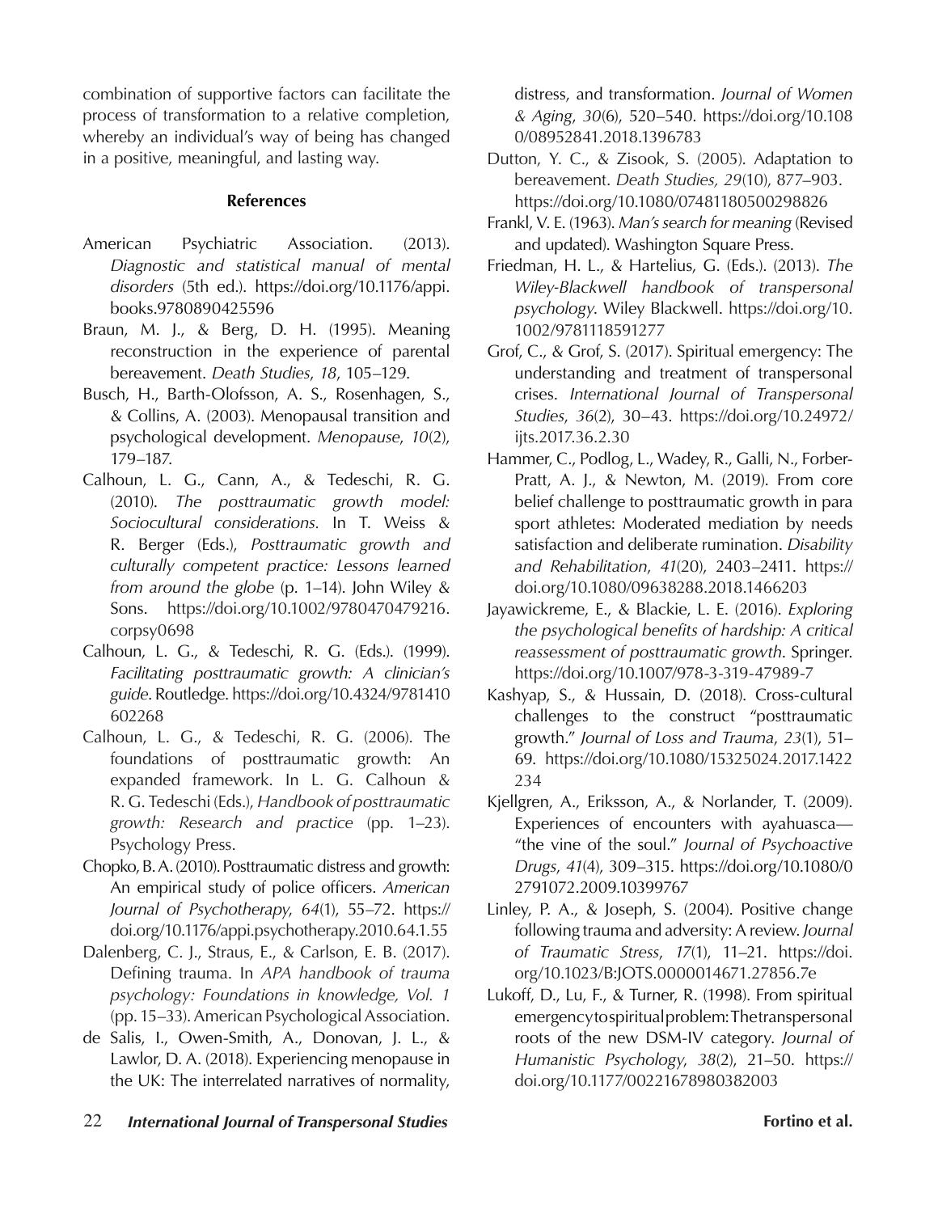combination of supportive factors can facilitate the process of transformation to a relative completion, whereby an individual's way of being has changed in a positive, meaningful, and lasting way.

## References

American Psychiatric Association. (2013). *Diagnostic and statistical manual of mental disorders* (5th ed.). https://doi.org/10.1176/appi.books.9780890425596

Braun, M. J., & Berg, D. H. (1995). Meaning reconstruction in the experience of parental bereavement. *Death Studies*, *18*, 105–129.

Busch, H., Barth-Olofsson, A. S., Rosenhagen, S., & Collins, A. (2003). Menopausal transition and psychological development. *Menopause*, *10*(2), 179–187.

Calhoun, L. G., Cann, A., & Tedeschi, R. G. (2010). *The posttraumatic growth model: Sociocultural considerations*. In T. Weiss & R. Berger (Eds.), *Posttraumatic growth and culturally competent practice: Lessons learned from around the globe* (p. 1–14). John Wiley & Sons. https://doi.org/10.1002/9780470479216.corpsy0698

Calhoun, L. G., & Tedeschi, R. G. (Eds.). (1999). *Facilitating posttraumatic growth: A clinician's guide*. Routledge. https://doi.org/10.4324/9781410602268

Calhoun, L. G., & Tedeschi, R. G. (2006). The foundations of posttraumatic growth: An expanded framework. In L. G. Calhoun & R. G. Tedeschi (Eds.), *Handbook of posttraumatic growth: Research and practice* (pp. 1–23). Psychology Press.

Chopko, B. A. (2010). Posttraumatic distress and growth: An empirical study of police officers. *American Journal of Psychotherapy*, *64*(1), 55–72. https://doi.org/10.1176/appi.psychotherapy.2010.64.1.55

Dalenberg, C. J., Straus, E., & Carlson, E. B. (2017). Defining trauma. In *APA handbook of trauma psychology: Foundations in knowledge, Vol. 1* (pp. 15–33). American Psychological Association.

de Salis, I., Owen-Smith, A., Donovan, J. L., & Lawlor, D. A. (2018). Experiencing menopause in the UK: The interrelated narratives of normality, distress, and transformation. *Journal of Women & Aging*, *30*(6), 520–540. https://doi.org/10.1080/08952841.2018.1396783

Dutton, Y. C., & Zisook, S. (2005). Adaptation to bereavement. *Death Studies, 29*(10), 877–903. https://doi.org/10.1080/07481180500298826

Frankl, V. E. (1963). *Man's search for meaning* (Revised and updated). Washington Square Press.

Friedman, H. L., & Hartelius, G. (Eds.). (2013). *The Wiley-Blackwell handbook of transpersonal psychology*. Wiley Blackwell. https://doi.org/10.1002/9781118591277

Grof, C., & Grof, S. (2017). Spiritual emergency: The understanding and treatment of transpersonal crises. *International Journal of Transpersonal Studies*, *36*(2), 30–43. https://doi.org/10.24972/ijts.2017.36.2.30

Hammer, C., Podlog, L., Wadey, R., Galli, N., Forber-Pratt, A. J., & Newton, M. (2019). From core belief challenge to posttraumatic growth in para sport athletes: Moderated mediation by needs satisfaction and deliberate rumination. *Disability and Rehabilitation*, *41*(20), 2403–2411. https://doi.org/10.1080/09638288.2018.1466203

Jayawickreme, E., & Blackie, L. E. (2016). *Exploring the psychological benefits of hardship: A critical reassessment of posttraumatic growth*. Springer. https://doi.org/10.1007/978-3-319-47989-7

Kashyap, S., & Hussain, D. (2018). Cross-cultural challenges to the construct "posttraumatic growth." *Journal of Loss and Trauma*, *23*(1), 51–69. https://doi.org/10.1080/15325024.2017.1422234

Kjellgren, A., Eriksson, A., & Norlander, T. (2009). Experiences of encounters with ayahuasca—"the vine of the soul." *Journal of Psychoactive Drugs*, *41*(4), 309–315. https://doi.org/10.1080/02791072.2009.10399767

Linley, P. A., & Joseph, S. (2004). Positive change following trauma and adversity: A review. *Journal of Traumatic Stress*, *17*(1), 11–21. https://doi.org/10.1023/B:JOTS.0000014671.27856.7e

Lukoff, D., Lu, F., & Turner, R. (1998). From spiritual emergency to spiritual problem: The transpersonal roots of the new DSM-IV category. *Journal of Humanistic Psychology*, *38*(2), 21–50. https://doi.org/10.1177/00221678980382003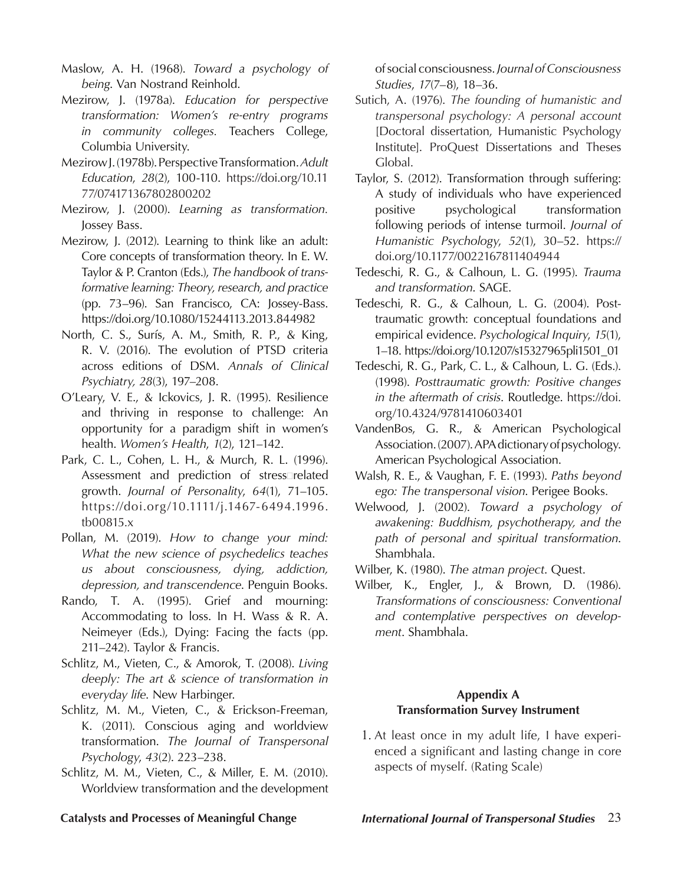Maslow, A. H. (1968). *Toward a psychology of being*. Van Nostrand Reinhold.

Mezirow, J. (1978a). *Education for perspective transformation: Women's re-entry programs in community colleges*. Teachers College, Columbia University.

Mezirow J. (1978b). Perspective Transformation. *Adult Education*, *28*(2), 100-110. https://doi.org/10.1177/074171367802800202

Mezirow, J. (2000). *Learning as transformation*. Jossey Bass.

Mezirow, J. (2012). Learning to think like an adult: Core concepts of transformation theory. In E. W. Taylor & P. Cranton (Eds.), *The handbook of transformative learning: Theory, research, and practice* (pp. 73–96). San Francisco, CA: Jossey-Bass. https://doi.org/10.1080/15244113.2013.844982

North, C. S., Surís, A. M., Smith, R. P., & King, R. V. (2016). The evolution of PTSD criteria across editions of DSM. *Annals of Clinical Psychiatry, 28*(3), 197–208.

O'Leary, V. E., & Ickovics, J. R. (1995). Resilience and thriving in response to challenge: An opportunity for a paradigm shift in women's health. *Women's Health*, *1*(2), 121–142.

Park, C. L., Cohen, L. H., & Murch, R. L. (1996). Assessment and prediction of stress□related growth. *Journal of Personality*, *64*(1), 71–105. https://doi.org/10.1111/j.1467-6494.1996.tb00815.x

Pollan, M. (2019). *How to change your mind: What the new science of psychedelics teaches us about consciousness, dying, addiction, depression, and transcendence*. Penguin Books.

Rando, T. A. (1995). Grief and mourning: Accommodating to loss. In H. Wass & R. A. Neimeyer (Eds.), Dying: Facing the facts (pp. 211–242). Taylor & Francis.

Schlitz, M., Vieten, C., & Amorok, T. (2008). *Living deeply: The art & science of transformation in everyday life*. New Harbinger.

Schlitz, M. M., Vieten, C., & Erickson-Freeman, K. (2011). Conscious aging and worldview transformation. *The Journal of Transpersonal Psychology*, *43*(2). 223–238.

Schlitz, M. M., Vieten, C., & Miller, E. M. (2010). Worldview transformation and the development of social consciousness. *Journal of Consciousness Studies*, *17*(7–8), 18–36.

Sutich, A. (1976). *The founding of humanistic and transpersonal psychology: A personal account* [Doctoral dissertation, Humanistic Psychology Institute]. ProQuest Dissertations and Theses Global.

Taylor, S. (2012). Transformation through suffering: A study of individuals who have experienced positive psychological transformation following periods of intense turmoil. *Journal of Humanistic Psychology*, *52*(1), 30–52. https://doi.org/10.1177/0022167811404944

Tedeschi, R. G., & Calhoun, L. G. (1995). *Trauma and transformation*. SAGE.

Tedeschi, R. G., & Calhoun, L. G. (2004). Posttraumatic growth: conceptual foundations and empirical evidence. *Psychological Inquiry*, *15*(1), 1–18. https://doi.org/10.1207/s15327965pli1501_01

Tedeschi, R. G., Park, C. L., & Calhoun, L. G. (Eds.). (1998). *Posttraumatic growth: Positive changes in the aftermath of crisis*. Routledge. https://doi.org/10.4324/9781410603401

VandenBos, G. R., & American Psychological Association. (2007). APA dictionary of psychology. American Psychological Association.

Walsh, R. E., & Vaughan, F. E. (1993). *Paths beyond ego: The transpersonal vision*. Perigee Books.

Welwood, J. (2002). *Toward a psychology of awakening: Buddhism, psychotherapy, and the path of personal and spiritual transformation*. Shambhala.

Wilber, K. (1980). *The atman project*. Quest.

Wilber, K., Engler, J., & Brown, D. (1986). *Transformations of consciousness: Conventional and contemplative perspectives on development*. Shambhala.

## Appendix A
## Transformation Survey Instrument

1. At least once in my adult life, I have experienced a significant and lasting change in core aspects of myself. (Rating Scale)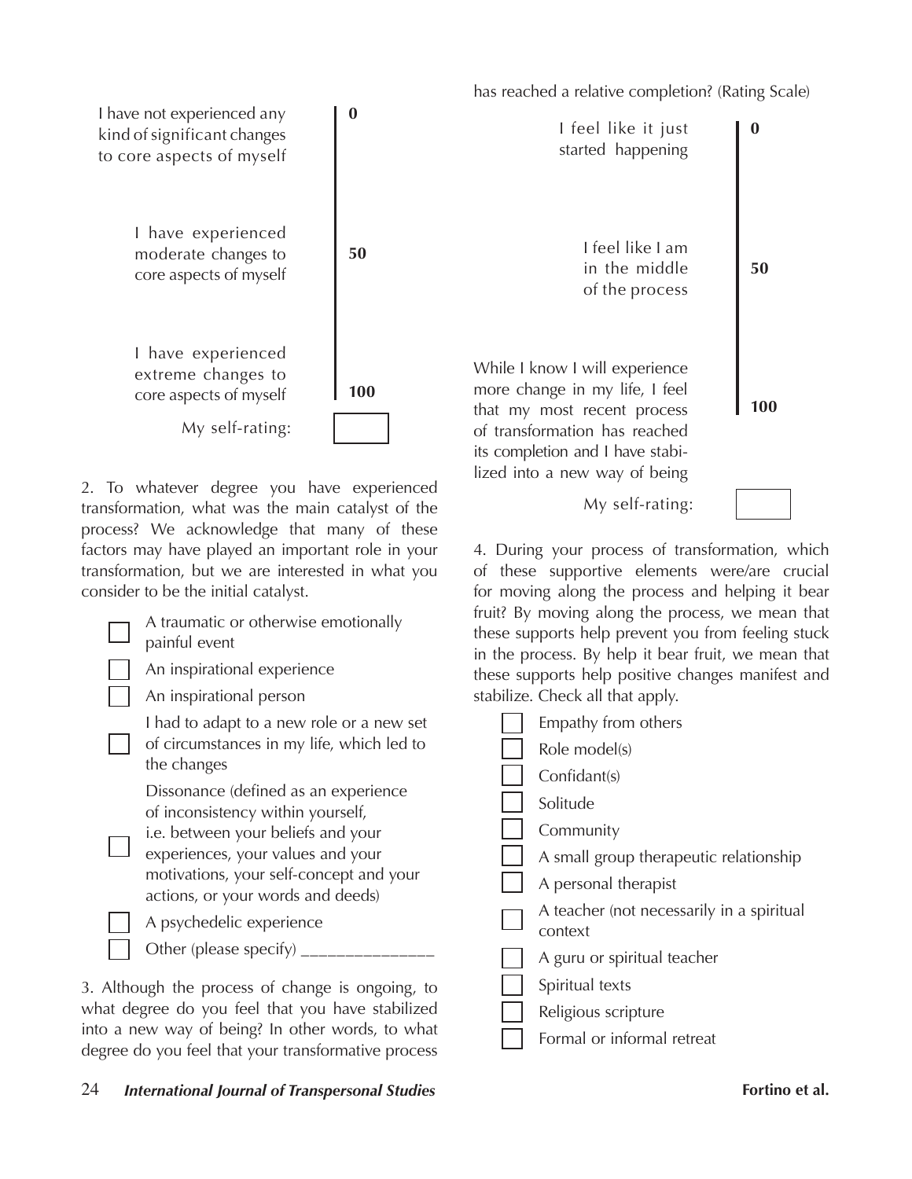| | |
|---|---|
| I have not experienced any kind of significant changes to core aspects of myself | 0 |
| I have experienced moderate changes to core aspects of myself | 50 |
| I have experienced extreme changes to core aspects of myself | 100 |

My self-rating: ☐

2. To whatever degree you have experienced transformation, what was the main catalyst of the process? We acknowledge that many of these factors may have played an important role in your transformation, but we are interested in what you consider to be the initial catalyst.

- ☐ A traumatic or otherwise emotionally painful event
- ☐ An inspirational experience
- ☐ An inspirational person
- ☐ I had to adapt to a new role or a new set of circumstances in my life, which led to the changes
- ☐ Dissonance (defined as an experience of inconsistency within yourself, i.e. between your beliefs and your experiences, your values and your motivations, your self-concept and your actions, or your words and deeds)
- ☐ A psychedelic experience
- ☐ Other (please specify) _______________

3. Although the process of change is ongoing, to what degree do you feel that you have stabilized into a new way of being? In other words, to what degree do you feel that your transformative process has reached a relative completion? (Rating Scale)

| | |
|---|---|
| I feel like it just started happening | 0 |
| I feel like I am in the middle of the process | 50 |
| While I know I will experience more change in my life, I feel that my most recent process of transformation has reached its completion and I have stabilized into a new way of being | 100 |

My self-rating: ☐

4. During your process of transformation, which of these supportive elements were/are crucial for moving along the process and helping it bear fruit? By moving along the process, we mean that these supports help prevent you from feeling stuck in the process. By help it bear fruit, we mean that these supports help positive changes manifest and stabilize. Check all that apply.

- ☐ Empathy from others
- ☐ Role model(s)
- ☐ Confidant(s)
- ☐ Solitude
- ☐ Community
- ☐ A small group therapeutic relationship
- ☐ A personal therapist
- ☐ A teacher (not necessarily in a spiritual context
- ☐ A guru or spiritual teacher
- ☐ Spiritual texts
- ☐ Religious scripture
- ☐ Formal or informal retreat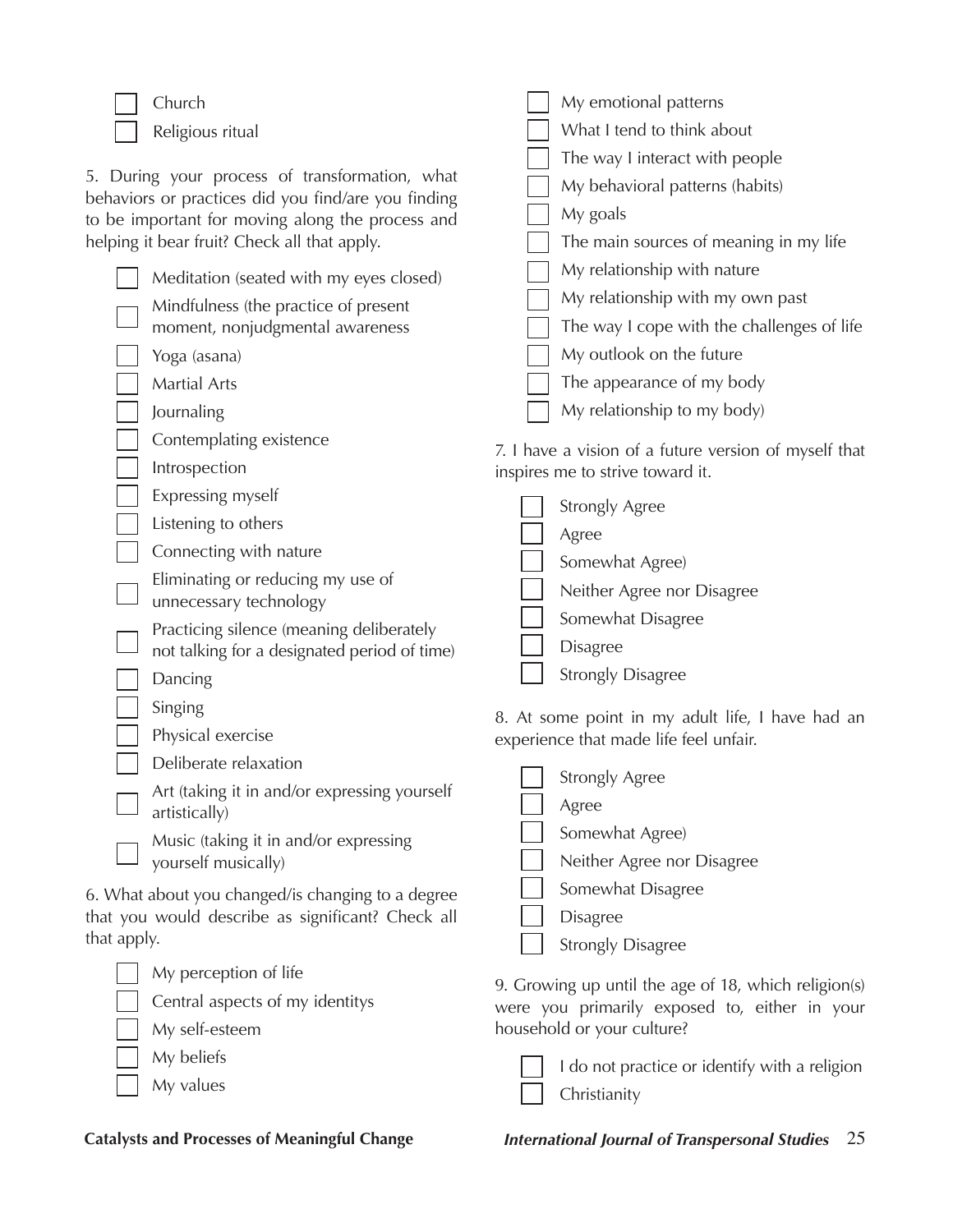- [ ] Church
- [ ] Religious ritual

5. During your process of transformation, what behaviors or practices did you find/are you finding to be important for moving along the process and helping it bear fruit? Check all that apply.

- [ ] Meditation (seated with my eyes closed)
- [ ] Mindfulness (the practice of present moment, nonjudgmental awareness
- [ ] Yoga (asana)
- [ ] Martial Arts
- [ ] Journaling
- [ ] Contemplating existence
- [ ] Introspection
- [ ] Expressing myself
- [ ] Listening to others
- [ ] Connecting with nature
- [ ] Eliminating or reducing my use of unnecessary technology
- [ ] Practicing silence (meaning deliberately not talking for a designated period of time)
- [ ] Dancing
- [ ] Singing
- [ ] Physical exercise
- [ ] Deliberate relaxation
- [ ] Art (taking it in and/or expressing yourself artistically)
- [ ] Music (taking it in and/or expressing yourself musically)

6. What about you changed/is changing to a degree that you would describe as significant? Check all that apply.

- [ ] My perception of life
- [ ] Central aspects of my identitys
- [ ] My self-esteem
- [ ] My beliefs
- [ ] My values
- [ ] My emotional patterns
- [ ] What I tend to think about
- [ ] The way I interact with people
- [ ] My behavioral patterns (habits)
- [ ] My goals
- [ ] The main sources of meaning in my life
- [ ] My relationship with nature
- [ ] My relationship with my own past
- [ ] The way I cope with the challenges of life
- [ ] My outlook on the future
- [ ] The appearance of my body
- [ ] My relationship to my body)

7. I have a vision of a future version of myself that inspires me to strive toward it.

- [ ] Strongly Agree
- [ ] Agree
- [ ] Somewhat Agree)
- [ ] Neither Agree nor Disagree
- [ ] Somewhat Disagree
- [ ] Disagree
- [ ] Strongly Disagree

8. At some point in my adult life, I have had an experience that made life feel unfair.

- [ ] Strongly Agree
- [ ] Agree
- [ ] Somewhat Agree)
- [ ] Neither Agree nor Disagree
- [ ] Somewhat Disagree
- [ ] Disagree
- [ ] Strongly Disagree

9. Growing up until the age of 18, which religion(s) were you primarily exposed to, either in your household or your culture?

- [ ] I do not practice or identify with a religion
- [ ] Christianity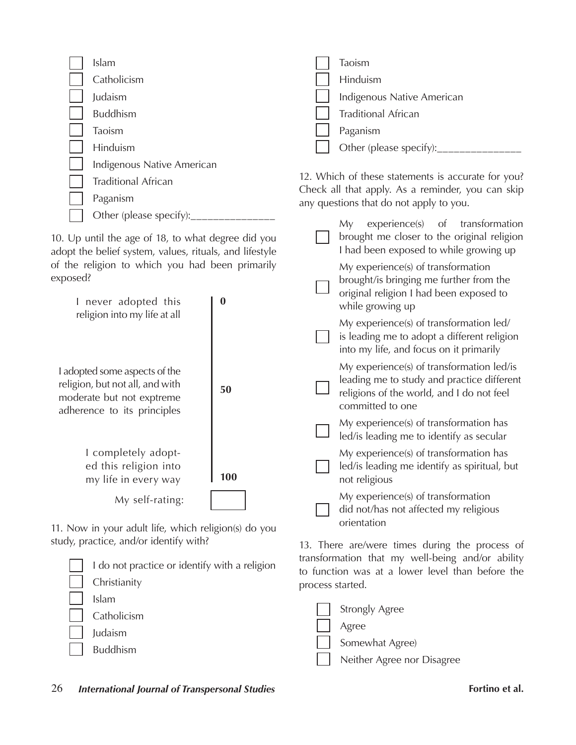- [ ] Islam
- [ ] Catholicism
- [ ] Judaism
- [ ] Buddhism
- [ ] Taoism
- [ ] Hinduism
- [ ] Indigenous Native American
- [ ] Traditional African
- [ ] Paganism
- [ ] Other (please specify):_______________

10. Up until the age of 18, to what degree did you adopt the belief system, values, rituals, and lifestyle of the religion to which you had been primarily exposed?

| | |
|---|---|
| I never adopted this religion into my life at all | **0** |
| I adopted some aspects of the religion, but not all, and with moderate but not exptreme adherence to its principles | **50** |
| I completely adopted this religion into my life in every way | **100** |

My self-rating: [    ]

11. Now in your adult life, which religion(s) do you study, practice, and/or identify with?

- [ ] I do not practice or identify with a religion
- [ ] Christianity
- [ ] Islam
- [ ] Catholicism
- [ ] Judaism
- [ ] Buddhism
- [ ] Taoism
- [ ] Hinduism
- [ ] Indigenous Native American
- [ ] Traditional African
- [ ] Paganism
- [ ] Other (please specify):_______________

12. Which of these statements is accurate for you? Check all that apply. As a reminder, you can skip any questions that do not apply to you.

- [ ] My experience(s) of transformation brought me closer to the original religion I had been exposed to while growing up
- [ ] My experience(s) of transformation brought/is bringing me further from the original religion I had been exposed to while growing up
- [ ] My experience(s) of transformation led/is leading me to adopt a different religion into my life, and focus on it primarily
- [ ] My experience(s) of transformation led/is leading me to study and practice different religions of the world, and I do not feel committed to one
- [ ] My experience(s) of transformation has led/is leading me to identify as secular
- [ ] My experience(s) of transformation has led/is leading me identify as spiritual, but not religious
- [ ] My experience(s) of transformation did not/has not affected my religious orientation

13. There are/were times during the process of transformation that my well-being and/or ability to function was at a lower level than before the process started.

- [ ] Strongly Agree
- [ ] Agree
- [ ] Somewhat Agree)
- [ ] Neither Agree nor Disagree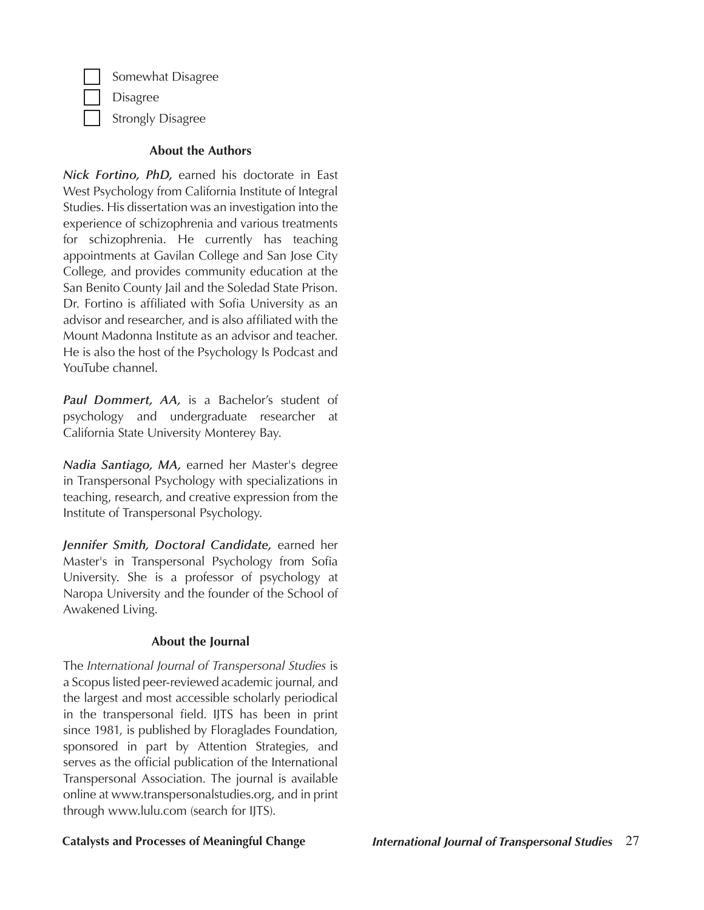- [ ] Somewhat Disagree
- [ ] Disagree
- [ ] Strongly Disagree

### About the Authors

***Nick Fortino, PhD,*** earned his doctorate in East West Psychology from California Institute of Integral Studies. His dissertation was an investigation into the experience of schizophrenia and various treatments for schizophrenia. He currently has teaching appointments at Gavilan College and San Jose City College, and provides community education at the San Benito County Jail and the Soledad State Prison. Dr. Fortino is affiliated with Sofia University as an advisor and researcher, and is also affiliated with the Mount Madonna Institute as an advisor and teacher. He is also the host of the Psychology Is Podcast and YouTube channel.

***Paul Dommert, AA,*** is a Bachelor's student of psychology and undergraduate researcher at California State University Monterey Bay.

***Nadia Santiago, MA,*** earned her Master's degree in Transpersonal Psychology with specializations in teaching, research, and creative expression from the Institute of Transpersonal Psychology.

***Jennifer Smith, Doctoral Candidate,*** earned her Master's in Transpersonal Psychology from Sofia University. She is a professor of psychology at Naropa University and the founder of the School of Awakened Living.

### About the Journal

The *International Journal of Transpersonal Studies* is a Scopus listed peer-reviewed academic journal, and the largest and most accessible scholarly periodical in the transpersonal field. IJTS has been in print since 1981, is published by Floraglades Foundation, sponsored in part by Attention Strategies, and serves as the official publication of the International Transpersonal Association. The journal is available online at www.transpersonalstudies.org, and in print through www.lulu.com (search for IJTS).